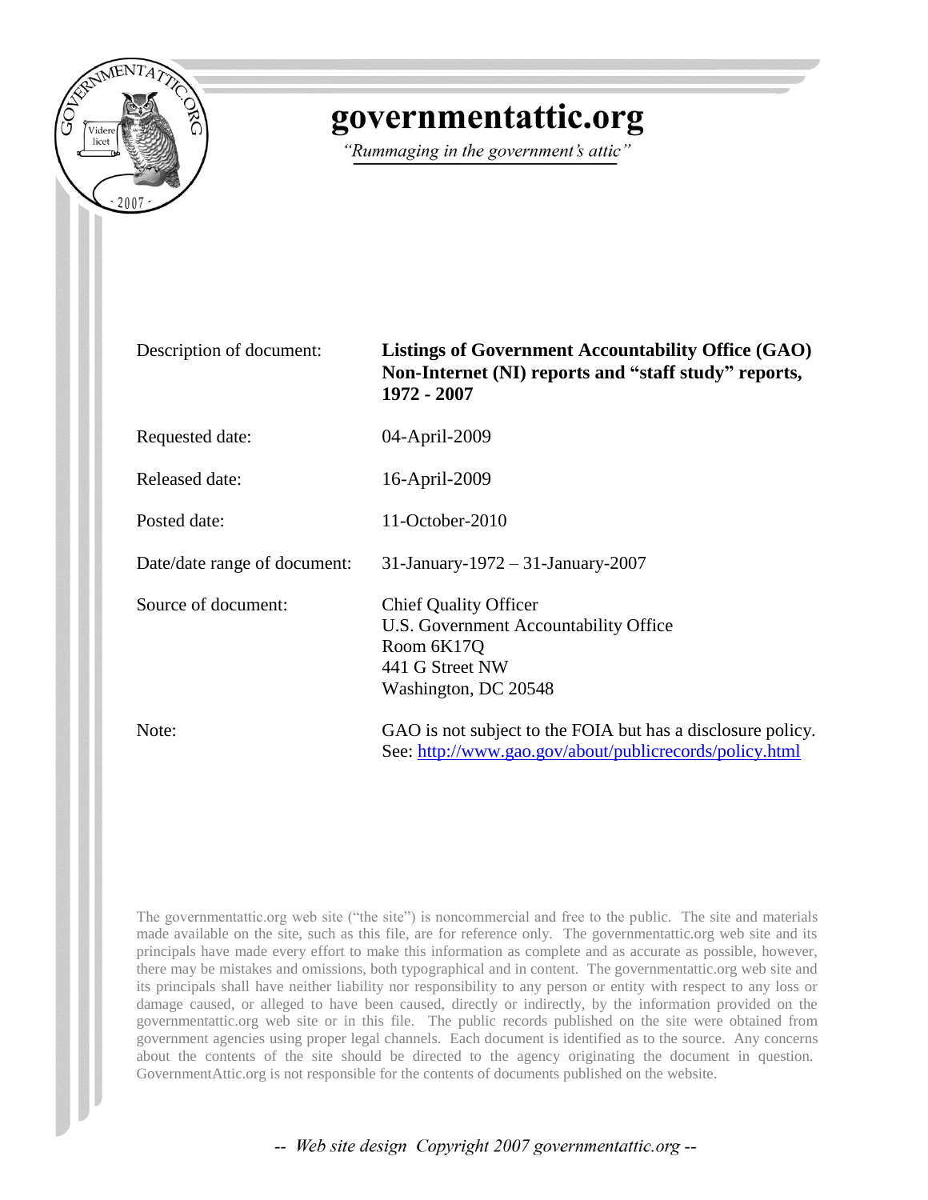# governmentattic.org

*"Rummaging in the government's attic"*

| | |
|---|---|
| Description of document: | **Listings of Government Accountability Office (GAO) Non-Internet (NI) reports and "staff study" reports, 1972 - 2007** |
| Requested date: | 04-April-2009 |
| Released date: | 16-April-2009 |
| Posted date: | 11-October-2010 |
| Date/date range of document: | 31-January-1972 – 31-January-2007 |
| Source of document: | Chief Quality Officer<br>U.S. Government Accountability Office<br>Room 6K17Q<br>441 G Street NW<br>Washington, DC 20548 |
| Note: | GAO is not subject to the FOIA but has a disclosure policy. See: [http://www.gao.gov/about/publicrecords/policy.html](http://www.gao.gov/about/publicrecords/policy.html) |

The governmentattic.org web site ("the site") is noncommercial and free to the public. The site and materials made available on the site, such as this file, are for reference only. The governmentattic.org web site and its principals have made every effort to make this information as complete and as accurate as possible, however, there may be mistakes and omissions, both typographical and in content. The governmentattic.org web site and its principals shall have neither liability nor responsibility to any person or entity with respect to any loss or damage caused, or alleged to have been caused, directly or indirectly, by the information provided on the governmentattic.org web site or in this file. The public records published on the site were obtained from government agencies using proper legal channels. Each document is identified as to the source. Any concerns about the contents of the site should be directed to the agency originating the document in question. GovernmentAttic.org is not responsible for the contents of documents published on the website.

*-- Web site design Copyright 2007 governmentattic.org --*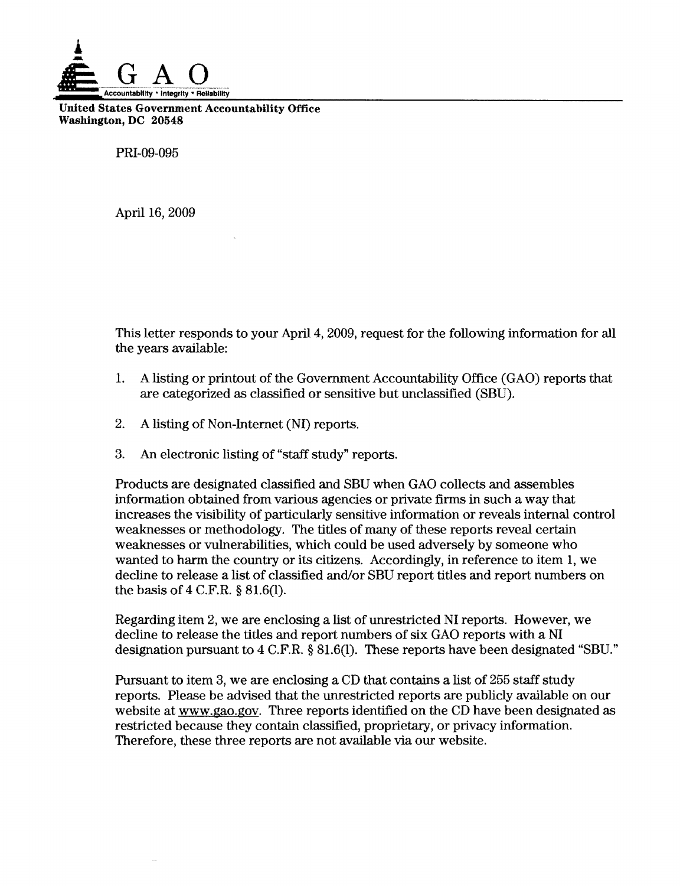**GAO**

Accountability * Integrity * Reliability

**United States Government Accountability Office**
**Washington, DC 20548**

PRI-09-095

April 16, 2009

This letter responds to your April 4, 2009, request for the following information for all the years available:

1. A listing or printout of the Government Accountability Office (GAO) reports that are categorized as classified or sensitive but unclassified (SBU).

2. A listing of Non-Internet (NI) reports.

3. An electronic listing of "staff study" reports.

Products are designated classified and SBU when GAO collects and assembles information obtained from various agencies or private firms in such a way that increases the visibility of particularly sensitive information or reveals internal control weaknesses or methodology. The titles of many of these reports reveal certain weaknesses or vulnerabilities, which could be used adversely by someone who wanted to harm the country or its citizens. Accordingly, in reference to item 1, we decline to release a list of classified and/or SBU report titles and report numbers on the basis of 4 C.F.R. § 81.6(l).

Regarding item 2, we are enclosing a list of unrestricted NI reports. However, we decline to release the titles and report numbers of six GAO reports with a NI designation pursuant to 4 C.F.R. § 81.6(l). These reports have been designated "SBU."

Pursuant to item 3, we are enclosing a CD that contains a list of 255 staff study reports. Please be advised that the unrestricted reports are publicly available on our website at www.gao.gov. Three reports identified on the CD have been designated as restricted because they contain classified, proprietary, or privacy information. Therefore, these three reports are not available via our website.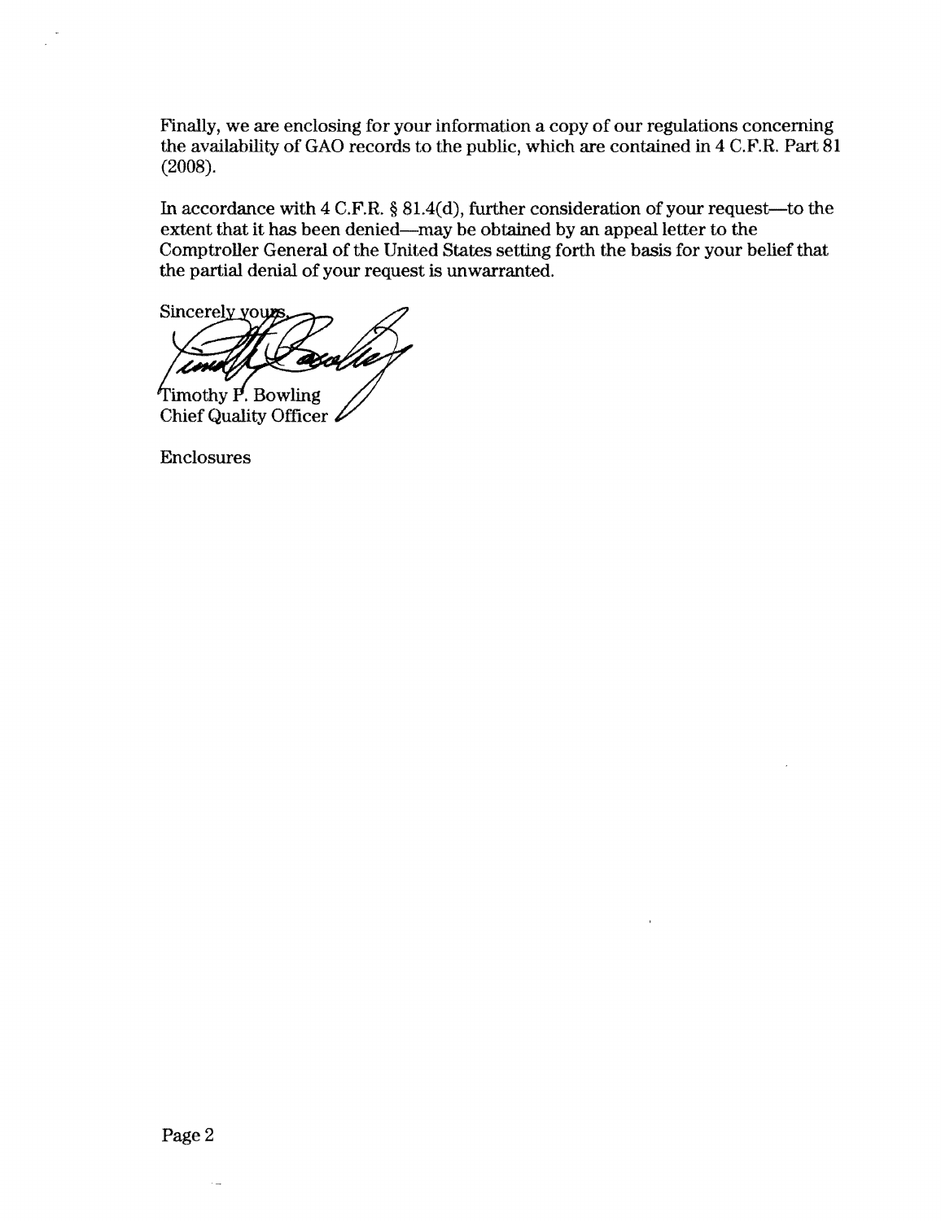Finally, we are enclosing for your information a copy of our regulations concerning the availability of GAO records to the public, which are contained in 4 C.F.R. Part 81 (2008).

In accordance with 4 C.F.R. § 81.4(d), further consideration of your request—to the extent that it has been denied—may be obtained by an appeal letter to the Comptroller General of the United States setting forth the basis for your belief that the partial denial of your request is unwarranted.

Sincerely yours,

Timothy P. Bowling
Chief Quality Officer

Enclosures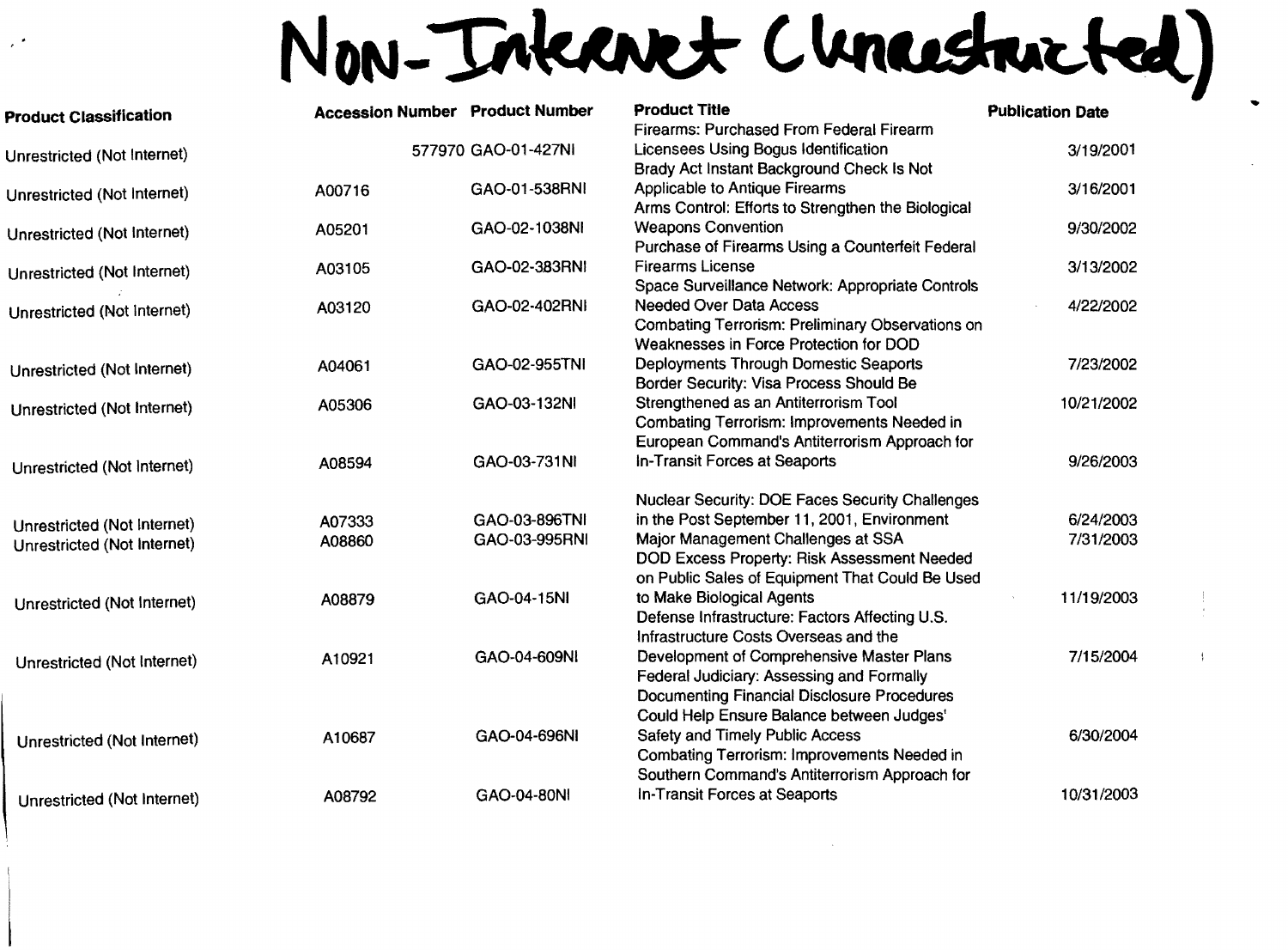# Non-Internet (Unrestricted)

| Product Classification | Accession Number | Product Number | Product Title | Publication Date |
|---|---|---|---|---|
| Unrestricted (Not Internet) | 577970 | GAO-01-427NI | Firearms: Purchased From Federal Firearm Licensees Using Bogus Identification | 3/19/2001 |
| Unrestricted (Not Internet) | A00716 | GAO-01-538RNI | Brady Act Instant Background Check Is Not Applicable to Antique Firearms | 3/16/2001 |
| Unrestricted (Not Internet) | A05201 | GAO-02-1038NI | Arms Control: Efforts to Strengthen the Biological Weapons Convention | 9/30/2002 |
| Unrestricted (Not Internet) | A03105 | GAO-02-383RNI | Purchase of Firearms Using a Counterfeit Federal Firearms License | 3/13/2002 |
| Unrestricted (Not Internet) | A03120 | GAO-02-402RNI | Space Surveillance Network: Appropriate Controls Needed Over Data Access | 4/22/2002 |
| Unrestricted (Not Internet) | A04061 | GAO-02-955TNI | Combating Terrorism: Preliminary Observations on Weaknesses in Force Protection for DOD Deployments Through Domestic Seaports | 7/23/2002 |
| Unrestricted (Not Internet) | A05306 | GAO-03-132NI | Border Security: Visa Process Should Be Strengthened as an Antiterrorism Tool | 10/21/2002 |
| Unrestricted (Not Internet) | A08594 | GAO-03-731NI | Combating Terrorism: Improvements Needed in European Command's Antiterrorism Approach for In-Transit Forces at Seaports | 9/26/2003 |
| Unrestricted (Not Internet) | A07333 | GAO-03-896TNI | Nuclear Security: DOE Faces Security Challenges in the Post September 11, 2001, Environment | 6/24/2003 |
| Unrestricted (Not Internet) | A08860 | GAO-03-995RNI | Major Management Challenges at SSA | 7/31/2003 |
| Unrestricted (Not Internet) | A08879 | GAO-04-15NI | DOD Excess Property: Risk Assessment Needed on Public Sales of Equipment That Could Be Used to Make Biological Agents | 11/19/2003 |
| Unrestricted (Not Internet) | A10921 | GAO-04-609NI | Defense Infrastructure: Factors Affecting U.S. Infrastructure Costs Overseas and the Development of Comprehensive Master Plans | 7/15/2004 |
| Unrestricted (Not Internet) | A10687 | GAO-04-696NI | Federal Judiciary: Assessing and Formally Documenting Financial Disclosure Procedures Could Help Ensure Balance between Judges' Safety and Timely Public Access | 6/30/2004 |
| Unrestricted (Not Internet) | A08792 | GAO-04-80NI | Combating Terrorism: Improvements Needed in Southern Command's Antiterrorism Approach for In-Transit Forces at Seaports | 10/31/2003 |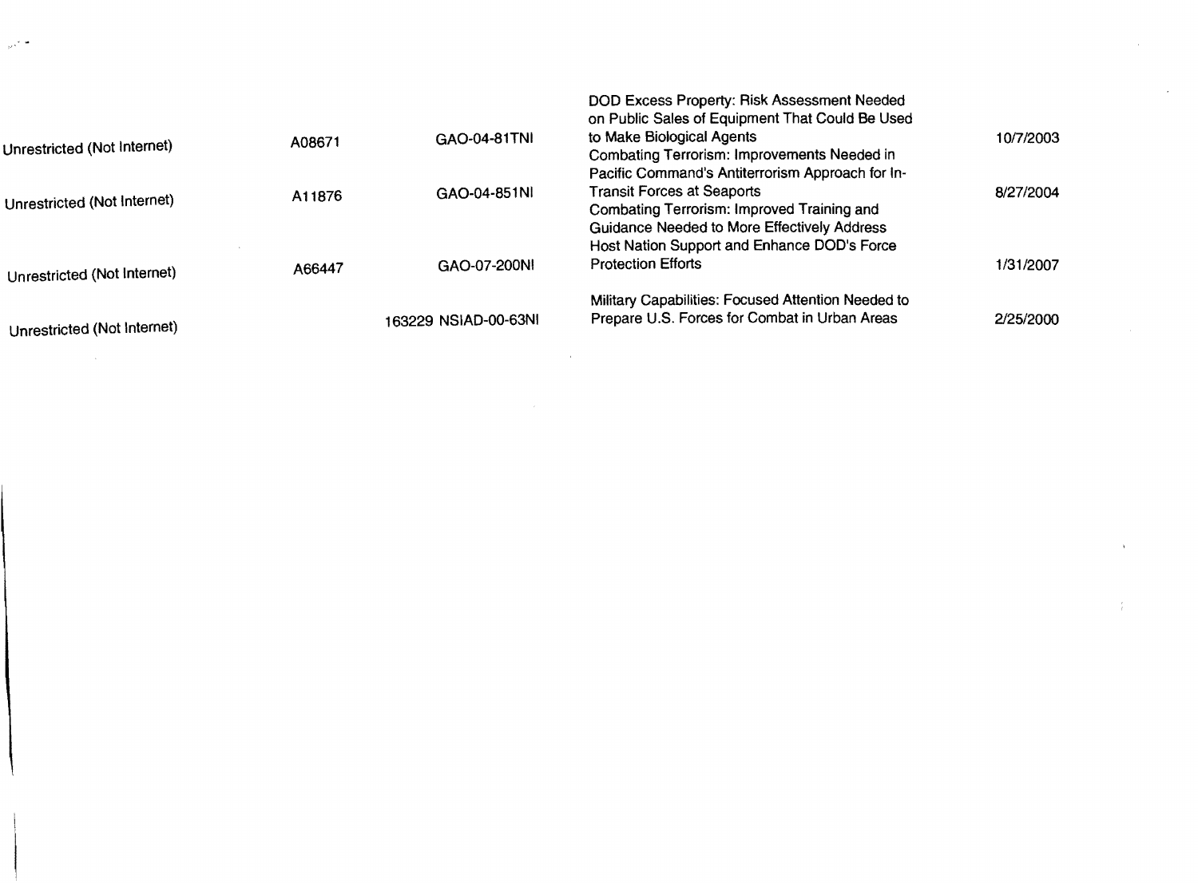| | | | | |
|---|---|---|---|---|
| Unrestricted (Not Internet) | A08671 | GAO-04-81TNI | DOD Excess Property: Risk Assessment Needed on Public Sales of Equipment That Could Be Used to Make Biological Agents | 10/7/2003 |
| Unrestricted (Not Internet) | A11876 | GAO-04-851NI | Combating Terrorism: Improvements Needed in Pacific Command's Antiterrorism Approach for In-Transit Forces at Seaports | 8/27/2004 |
| Unrestricted (Not Internet) | A66447 | GAO-07-200NI | Combating Terrorism: Improved Training and Guidance Needed to More Effectively Address Host Nation Support and Enhance DOD's Force Protection Efforts | 1/31/2007 |
| Unrestricted (Not Internet) | | 163229 NSIAD-00-63NI | Military Capabilities: Focused Attention Needed to Prepare U.S. Forces for Combat in Urban Areas | 2/25/2000 |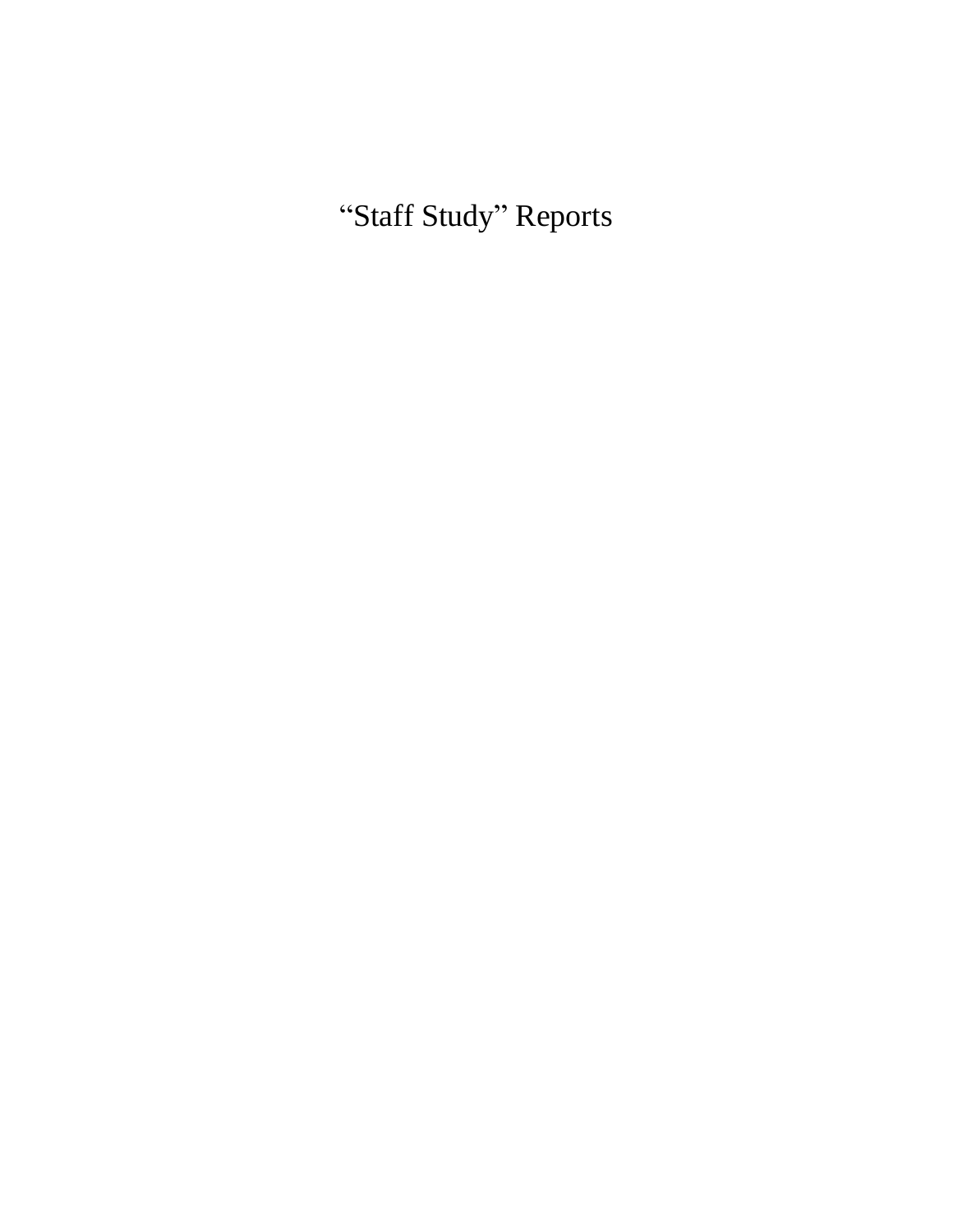# “Staff Study” Reports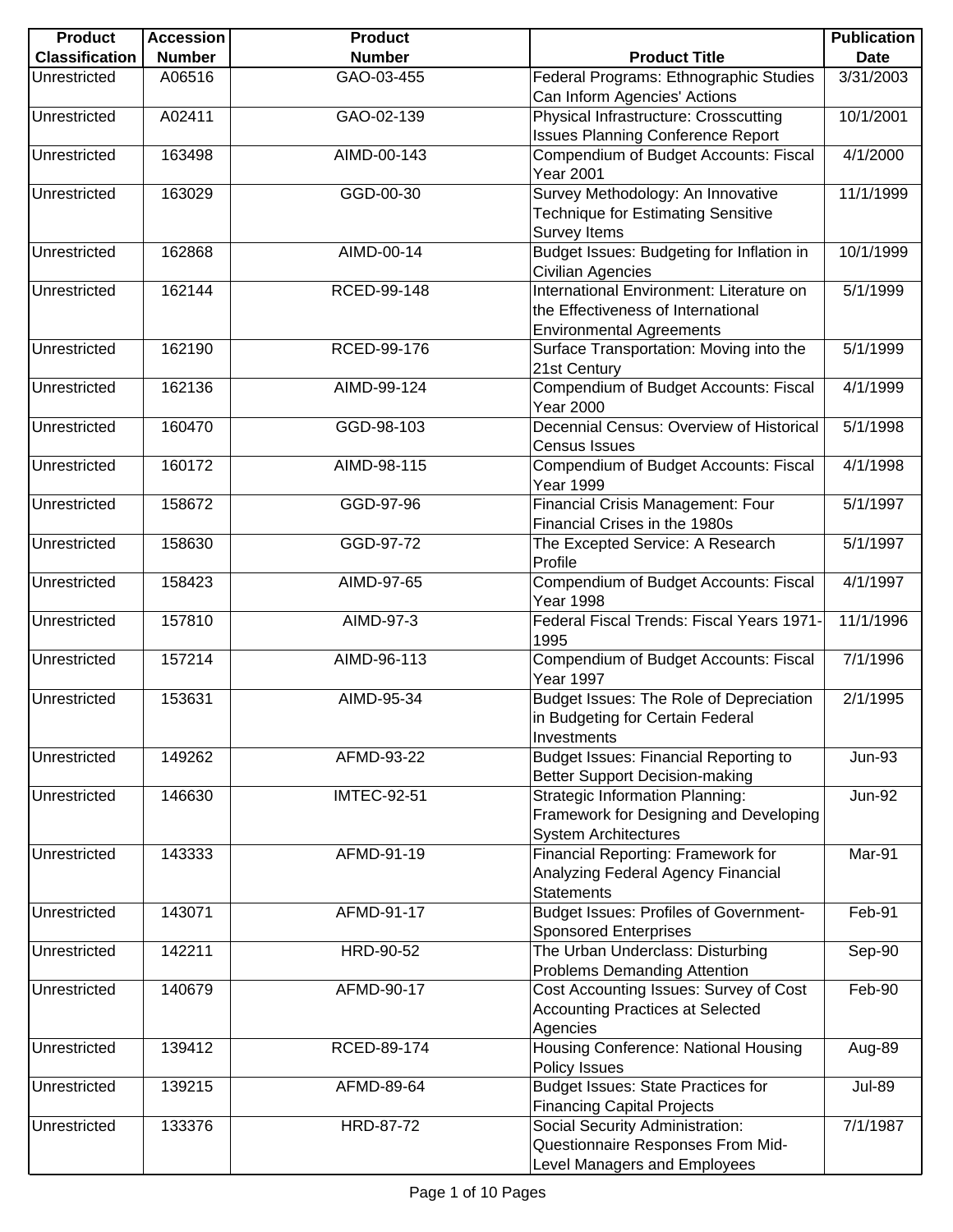| Product Classification | Accession Number | Product Number | Product Title | Publication Date |
|---|---|---|---|---|
| Unrestricted | A06516 | GAO-03-455 | Federal Programs: Ethnographic Studies Can Inform Agencies' Actions | 3/31/2003 |
| Unrestricted | A02411 | GAO-02-139 | Physical Infrastructure: Crosscutting Issues Planning Conference Report | 10/1/2001 |
| Unrestricted | 163498 | AIMD-00-143 | Compendium of Budget Accounts: Fiscal Year 2001 | 4/1/2000 |
| Unrestricted | 163029 | GGD-00-30 | Survey Methodology: An Innovative Technique for Estimating Sensitive Survey Items | 11/1/1999 |
| Unrestricted | 162868 | AIMD-00-14 | Budget Issues: Budgeting for Inflation in Civilian Agencies | 10/1/1999 |
| Unrestricted | 162144 | RCED-99-148 | International Environment: Literature on the Effectiveness of International Environmental Agreements | 5/1/1999 |
| Unrestricted | 162190 | RCED-99-176 | Surface Transportation: Moving into the 21st Century | 5/1/1999 |
| Unrestricted | 162136 | AIMD-99-124 | Compendium of Budget Accounts: Fiscal Year 2000 | 4/1/1999 |
| Unrestricted | 160470 | GGD-98-103 | Decennial Census: Overview of Historical Census Issues | 5/1/1998 |
| Unrestricted | 160172 | AIMD-98-115 | Compendium of Budget Accounts: Fiscal Year 1999 | 4/1/1998 |
| Unrestricted | 158672 | GGD-97-96 | Financial Crisis Management: Four Financial Crises in the 1980s | 5/1/1997 |
| Unrestricted | 158630 | GGD-97-72 | The Excepted Service: A Research Profile | 5/1/1997 |
| Unrestricted | 158423 | AIMD-97-65 | Compendium of Budget Accounts: Fiscal Year 1998 | 4/1/1997 |
| Unrestricted | 157810 | AIMD-97-3 | Federal Fiscal Trends: Fiscal Years 1971-1995 | 11/1/1996 |
| Unrestricted | 157214 | AIMD-96-113 | Compendium of Budget Accounts: Fiscal Year 1997 | 7/1/1996 |
| Unrestricted | 153631 | AIMD-95-34 | Budget Issues: The Role of Depreciation in Budgeting for Certain Federal Investments | 2/1/1995 |
| Unrestricted | 149262 | AFMD-93-22 | Budget Issues: Financial Reporting to Better Support Decision-making | Jun-93 |
| Unrestricted | 146630 | IMTEC-92-51 | Strategic Information Planning: Framework for Designing and Developing System Architectures | Jun-92 |
| Unrestricted | 143333 | AFMD-91-19 | Financial Reporting: Framework for Analyzing Federal Agency Financial Statements | Mar-91 |
| Unrestricted | 143071 | AFMD-91-17 | Budget Issues: Profiles of Government-Sponsored Enterprises | Feb-91 |
| Unrestricted | 142211 | HRD-90-52 | The Urban Underclass: Disturbing Problems Demanding Attention | Sep-90 |
| Unrestricted | 140679 | AFMD-90-17 | Cost Accounting Issues: Survey of Cost Accounting Practices at Selected Agencies | Feb-90 |
| Unrestricted | 139412 | RCED-89-174 | Housing Conference: National Housing Policy Issues | Aug-89 |
| Unrestricted | 139215 | AFMD-89-64 | Budget Issues: State Practices for Financing Capital Projects | Jul-89 |
| Unrestricted | 133376 | HRD-87-72 | Social Security Administration: Questionnaire Responses From Mid-Level Managers and Employees | 7/1/1987 |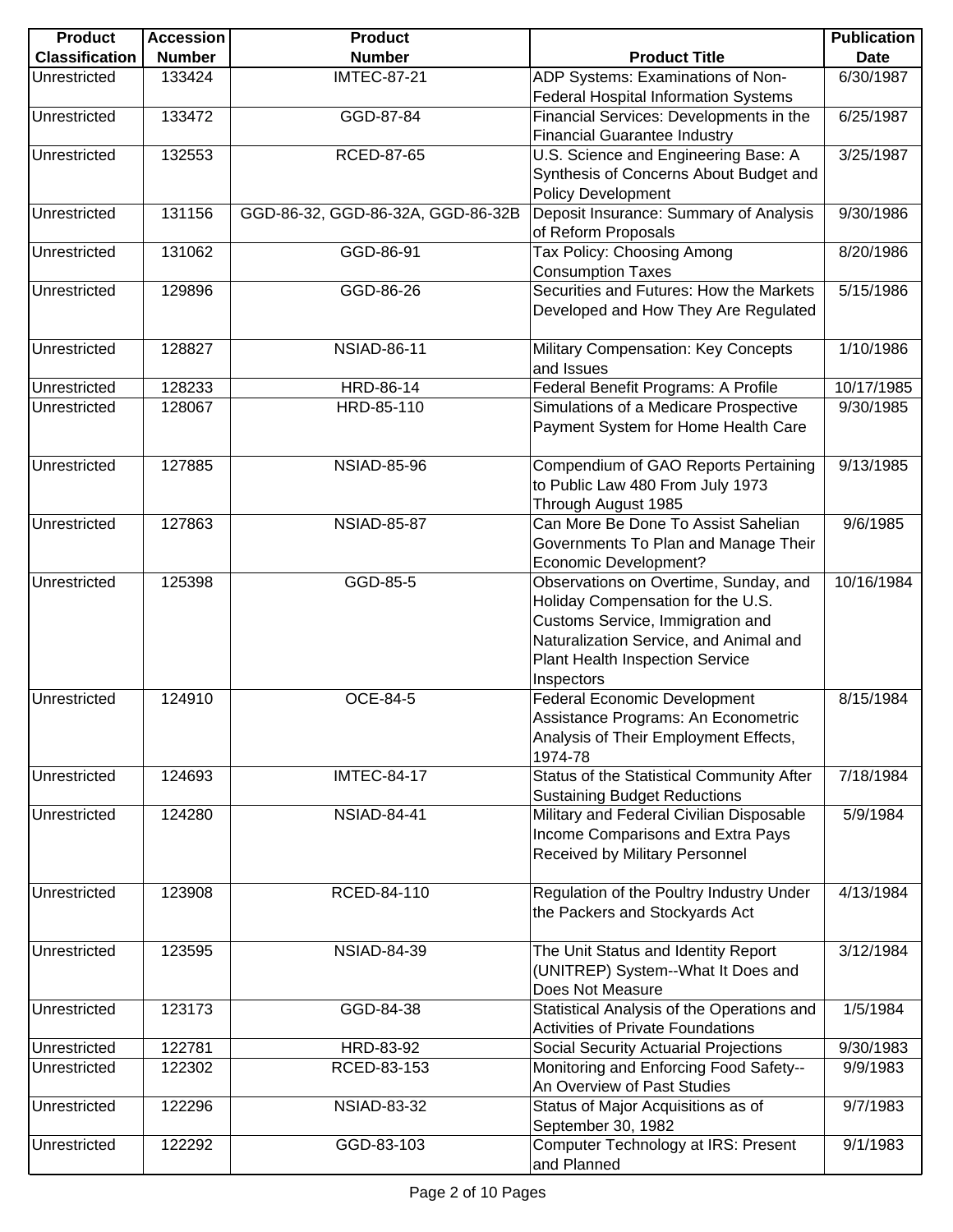| Product Classification | Accession Number | Product Number | Product Title | Publication Date |
|---|---|---|---|---|
| Unrestricted | 133424 | IMTEC-87-21 | ADP Systems: Examinations of Non-Federal Hospital Information Systems | 6/30/1987 |
| Unrestricted | 133472 | GGD-87-84 | Financial Services: Developments in the Financial Guarantee Industry | 6/25/1987 |
| Unrestricted | 132553 | RCED-87-65 | U.S. Science and Engineering Base: A Synthesis of Concerns About Budget and Policy Development | 3/25/1987 |
| Unrestricted | 131156 | GGD-86-32, GGD-86-32A, GGD-86-32B | Deposit Insurance: Summary of Analysis of Reform Proposals | 9/30/1986 |
| Unrestricted | 131062 | GGD-86-91 | Tax Policy: Choosing Among Consumption Taxes | 8/20/1986 |
| Unrestricted | 129896 | GGD-86-26 | Securities and Futures: How the Markets Developed and How They Are Regulated | 5/15/1986 |
| Unrestricted | 128827 | NSIAD-86-11 | Military Compensation: Key Concepts and Issues | 1/10/1986 |
| Unrestricted | 128233 | HRD-86-14 | Federal Benefit Programs: A Profile | 10/17/1985 |
| Unrestricted | 128067 | HRD-85-110 | Simulations of a Medicare Prospective Payment System for Home Health Care | 9/30/1985 |
| Unrestricted | 127885 | NSIAD-85-96 | Compendium of GAO Reports Pertaining to Public Law 480 From July 1973 Through August 1985 | 9/13/1985 |
| Unrestricted | 127863 | NSIAD-85-87 | Can More Be Done To Assist Sahelian Governments To Plan and Manage Their Economic Development? | 9/6/1985 |
| Unrestricted | 125398 | GGD-85-5 | Observations on Overtime, Sunday, and Holiday Compensation for the U.S. Customs Service, Immigration and Naturalization Service, and Animal and Plant Health Inspection Service Inspectors | 10/16/1984 |
| Unrestricted | 124910 | OCE-84-5 | Federal Economic Development Assistance Programs: An Econometric Analysis of Their Employment Effects, 1974-78 | 8/15/1984 |
| Unrestricted | 124693 | IMTEC-84-17 | Status of the Statistical Community After Sustaining Budget Reductions | 7/18/1984 |
| Unrestricted | 124280 | NSIAD-84-41 | Military and Federal Civilian Disposable Income Comparisons and Extra Pays Received by Military Personnel | 5/9/1984 |
| Unrestricted | 123908 | RCED-84-110 | Regulation of the Poultry Industry Under the Packers and Stockyards Act | 4/13/1984 |
| Unrestricted | 123595 | NSIAD-84-39 | The Unit Status and Identity Report (UNITREP) System--What It Does and Does Not Measure | 3/12/1984 |
| Unrestricted | 123173 | GGD-84-38 | Statistical Analysis of the Operations and Activities of Private Foundations | 1/5/1984 |
| Unrestricted | 122781 | HRD-83-92 | Social Security Actuarial Projections | 9/30/1983 |
| Unrestricted | 122302 | RCED-83-153 | Monitoring and Enforcing Food Safety--An Overview of Past Studies | 9/9/1983 |
| Unrestricted | 122296 | NSIAD-83-32 | Status of Major Acquisitions as of September 30, 1982 | 9/7/1983 |
| Unrestricted | 122292 | GGD-83-103 | Computer Technology at IRS: Present and Planned | 9/1/1983 |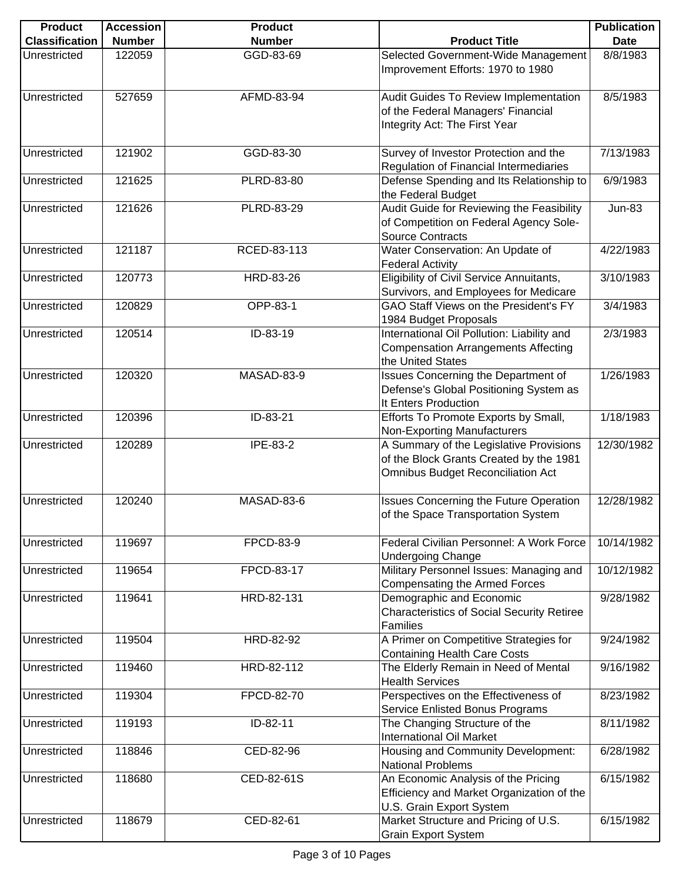| Product Classification | Accession Number | Product Number | Product Title | Publication Date |
|---|---|---|---|---|
| Unrestricted | 122059 | GGD-83-69 | Selected Government-Wide Management Improvement Efforts: 1970 to 1980 | 8/8/1983 |
| Unrestricted | 527659 | AFMD-83-94 | Audit Guides To Review Implementation of the Federal Managers' Financial Integrity Act: The First Year | 8/5/1983 |
| Unrestricted | 121902 | GGD-83-30 | Survey of Investor Protection and the Regulation of Financial Intermediaries | 7/13/1983 |
| Unrestricted | 121625 | PLRD-83-80 | Defense Spending and Its Relationship to the Federal Budget | 6/9/1983 |
| Unrestricted | 121626 | PLRD-83-29 | Audit Guide for Reviewing the Feasibility of Competition on Federal Agency Sole-Source Contracts | Jun-83 |
| Unrestricted | 121187 | RCED-83-113 | Water Conservation: An Update of Federal Activity | 4/22/1983 |
| Unrestricted | 120773 | HRD-83-26 | Eligibility of Civil Service Annuitants, Survivors, and Employees for Medicare | 3/10/1983 |
| Unrestricted | 120829 | OPP-83-1 | GAO Staff Views on the President's FY 1984 Budget Proposals | 3/4/1983 |
| Unrestricted | 120514 | ID-83-19 | International Oil Pollution: Liability and Compensation Arrangements Affecting the United States | 2/3/1983 |
| Unrestricted | 120320 | MASAD-83-9 | Issues Concerning the Department of Defense's Global Positioning System as It Enters Production | 1/26/1983 |
| Unrestricted | 120396 | ID-83-21 | Efforts To Promote Exports by Small, Non-Exporting Manufacturers | 1/18/1983 |
| Unrestricted | 120289 | IPE-83-2 | A Summary of the Legislative Provisions of the Block Grants Created by the 1981 Omnibus Budget Reconciliation Act | 12/30/1982 |
| Unrestricted | 120240 | MASAD-83-6 | Issues Concerning the Future Operation of the Space Transportation System | 12/28/1982 |
| Unrestricted | 119697 | FPCD-83-9 | Federal Civilian Personnel: A Work Force Undergoing Change | 10/14/1982 |
| Unrestricted | 119654 | FPCD-83-17 | Military Personnel Issues: Managing and Compensating the Armed Forces | 10/12/1982 |
| Unrestricted | 119641 | HRD-82-131 | Demographic and Economic Characteristics of Social Security Retiree Families | 9/28/1982 |
| Unrestricted | 119504 | HRD-82-92 | A Primer on Competitive Strategies for Containing Health Care Costs | 9/24/1982 |
| Unrestricted | 119460 | HRD-82-112 | The Elderly Remain in Need of Mental Health Services | 9/16/1982 |
| Unrestricted | 119304 | FPCD-82-70 | Perspectives on the Effectiveness of Service Enlisted Bonus Programs | 8/23/1982 |
| Unrestricted | 119193 | ID-82-11 | The Changing Structure of the International Oil Market | 8/11/1982 |
| Unrestricted | 118846 | CED-82-96 | Housing and Community Development: National Problems | 6/28/1982 |
| Unrestricted | 118680 | CED-82-61S | An Economic Analysis of the Pricing Efficiency and Market Organization of the U.S. Grain Export System | 6/15/1982 |
| Unrestricted | 118679 | CED-82-61 | Market Structure and Pricing of U.S. Grain Export System | 6/15/1982 |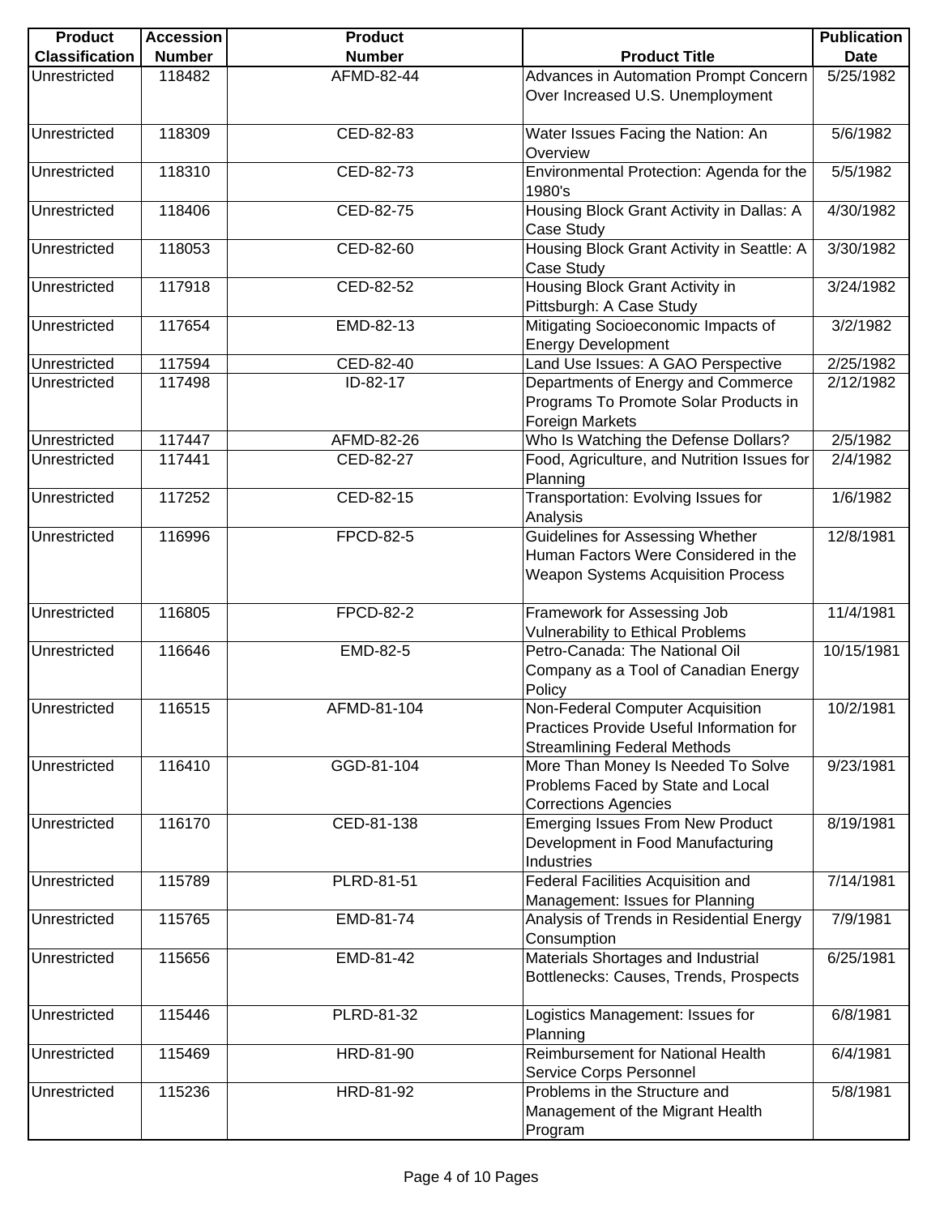| Product Classification | Accession Number | Product Number | Product Title | Publication Date |
|---|---|---|---|---|
| Unrestricted | 118482 | AFMD-82-44 | Advances in Automation Prompt Concern Over Increased U.S. Unemployment | 5/25/1982 |
| Unrestricted | 118309 | CED-82-83 | Water Issues Facing the Nation: An Overview | 5/6/1982 |
| Unrestricted | 118310 | CED-82-73 | Environmental Protection: Agenda for the 1980's | 5/5/1982 |
| Unrestricted | 118406 | CED-82-75 | Housing Block Grant Activity in Dallas: A Case Study | 4/30/1982 |
| Unrestricted | 118053 | CED-82-60 | Housing Block Grant Activity in Seattle: A Case Study | 3/30/1982 |
| Unrestricted | 117918 | CED-82-52 | Housing Block Grant Activity in Pittsburgh: A Case Study | 3/24/1982 |
| Unrestricted | 117654 | EMD-82-13 | Mitigating Socioeconomic Impacts of Energy Development | 3/2/1982 |
| Unrestricted | 117594 | CED-82-40 | Land Use Issues: A GAO Perspective | 2/25/1982 |
| Unrestricted | 117498 | ID-82-17 | Departments of Energy and Commerce Programs To Promote Solar Products in Foreign Markets | 2/12/1982 |
| Unrestricted | 117447 | AFMD-82-26 | Who Is Watching the Defense Dollars? | 2/5/1982 |
| Unrestricted | 117441 | CED-82-27 | Food, Agriculture, and Nutrition Issues for Planning | 2/4/1982 |
| Unrestricted | 117252 | CED-82-15 | Transportation: Evolving Issues for Analysis | 1/6/1982 |
| Unrestricted | 116996 | FPCD-82-5 | Guidelines for Assessing Whether Human Factors Were Considered in the Weapon Systems Acquisition Process | 12/8/1981 |
| Unrestricted | 116805 | FPCD-82-2 | Framework for Assessing Job Vulnerability to Ethical Problems | 11/4/1981 |
| Unrestricted | 116646 | EMD-82-5 | Petro-Canada: The National Oil Company as a Tool of Canadian Energy Policy | 10/15/1981 |
| Unrestricted | 116515 | AFMD-81-104 | Non-Federal Computer Acquisition Practices Provide Useful Information for Streamlining Federal Methods | 10/2/1981 |
| Unrestricted | 116410 | GGD-81-104 | More Than Money Is Needed To Solve Problems Faced by State and Local Corrections Agencies | 9/23/1981 |
| Unrestricted | 116170 | CED-81-138 | Emerging Issues From New Product Development in Food Manufacturing Industries | 8/19/1981 |
| Unrestricted | 115789 | PLRD-81-51 | Federal Facilities Acquisition and Management: Issues for Planning | 7/14/1981 |
| Unrestricted | 115765 | EMD-81-74 | Analysis of Trends in Residential Energy Consumption | 7/9/1981 |
| Unrestricted | 115656 | EMD-81-42 | Materials Shortages and Industrial Bottlenecks: Causes, Trends, Prospects | 6/25/1981 |
| Unrestricted | 115446 | PLRD-81-32 | Logistics Management: Issues for Planning | 6/8/1981 |
| Unrestricted | 115469 | HRD-81-90 | Reimbursement for National Health Service Corps Personnel | 6/4/1981 |
| Unrestricted | 115236 | HRD-81-92 | Problems in the Structure and Management of the Migrant Health Program | 5/8/1981 |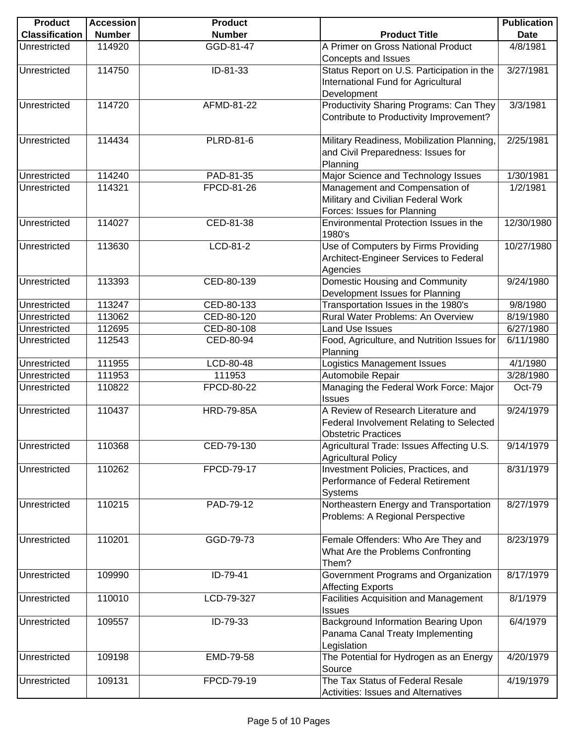| Product Classification | Accession Number | Product Number | Product Title | Publication Date |
|---|---|---|---|---|
| Unrestricted | 114920 | GGD-81-47 | A Primer on Gross National Product Concepts and Issues | 4/8/1981 |
| Unrestricted | 114750 | ID-81-33 | Status Report on U.S. Participation in the International Fund for Agricultural Development | 3/27/1981 |
| Unrestricted | 114720 | AFMD-81-22 | Productivity Sharing Programs: Can They Contribute to Productivity Improvement? | 3/3/1981 |
| Unrestricted | 114434 | PLRD-81-6 | Military Readiness, Mobilization Planning, and Civil Preparedness: Issues for Planning | 2/25/1981 |
| Unrestricted | 114240 | PAD-81-35 | Major Science and Technology Issues | 1/30/1981 |
| Unrestricted | 114321 | FPCD-81-26 | Management and Compensation of Military and Civilian Federal Work Forces: Issues for Planning | 1/2/1981 |
| Unrestricted | 114027 | CED-81-38 | Environmental Protection Issues in the 1980's | 12/30/1980 |
| Unrestricted | 113630 | LCD-81-2 | Use of Computers by Firms Providing Architect-Engineer Services to Federal Agencies | 10/27/1980 |
| Unrestricted | 113393 | CED-80-139 | Domestic Housing and Community Development Issues for Planning | 9/24/1980 |
| Unrestricted | 113247 | CED-80-133 | Transportation Issues in the 1980's | 9/8/1980 |
| Unrestricted | 113062 | CED-80-120 | Rural Water Problems: An Overview | 8/19/1980 |
| Unrestricted | 112695 | CED-80-108 | Land Use Issues | 6/27/1980 |
| Unrestricted | 112543 | CED-80-94 | Food, Agriculture, and Nutrition Issues for Planning | 6/11/1980 |
| Unrestricted | 111955 | LCD-80-48 | Logistics Management Issues | 4/1/1980 |
| Unrestricted | 111953 | 111953 | Automobile Repair | 3/28/1980 |
| Unrestricted | 110822 | FPCD-80-22 | Managing the Federal Work Force: Major Issues | Oct-79 |
| Unrestricted | 110437 | HRD-79-85A | A Review of Research Literature and Federal Involvement Relating to Selected Obstetric Practices | 9/24/1979 |
| Unrestricted | 110368 | CED-79-130 | Agricultural Trade: Issues Affecting U.S. Agricultural Policy | 9/14/1979 |
| Unrestricted | 110262 | FPCD-79-17 | Investment Policies, Practices, and Performance of Federal Retirement Systems | 8/31/1979 |
| Unrestricted | 110215 | PAD-79-12 | Northeastern Energy and Transportation Problems: A Regional Perspective | 8/27/1979 |
| Unrestricted | 110201 | GGD-79-73 | Female Offenders: Who Are They and What Are the Problems Confronting Them? | 8/23/1979 |
| Unrestricted | 109990 | ID-79-41 | Government Programs and Organization Affecting Exports | 8/17/1979 |
| Unrestricted | 110010 | LCD-79-327 | Facilities Acquisition and Management Issues | 8/1/1979 |
| Unrestricted | 109557 | ID-79-33 | Background Information Bearing Upon Panama Canal Treaty Implementing Legislation | 6/4/1979 |
| Unrestricted | 109198 | EMD-79-58 | The Potential for Hydrogen as an Energy Source | 4/20/1979 |
| Unrestricted | 109131 | FPCD-79-19 | The Tax Status of Federal Resale Activities: Issues and Alternatives | 4/19/1979 |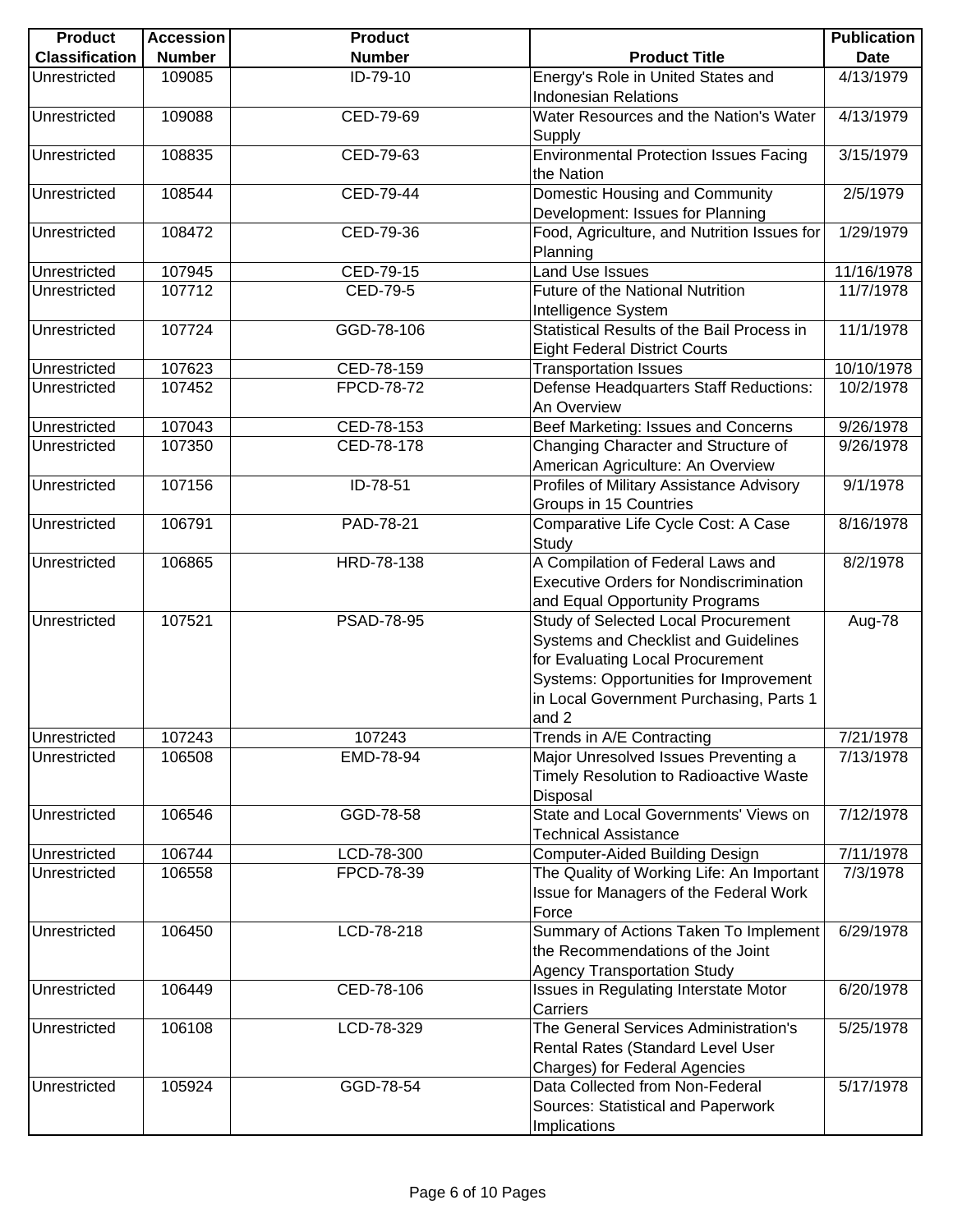| Product Classification | Accession Number | Product Number | Product Title | Publication Date |
|---|---|---|---|---|
| Unrestricted | 109085 | ID-79-10 | Energy's Role in United States and Indonesian Relations | 4/13/1979 |
| Unrestricted | 109088 | CED-79-69 | Water Resources and the Nation's Water Supply | 4/13/1979 |
| Unrestricted | 108835 | CED-79-63 | Environmental Protection Issues Facing the Nation | 3/15/1979 |
| Unrestricted | 108544 | CED-79-44 | Domestic Housing and Community Development: Issues for Planning | 2/5/1979 |
| Unrestricted | 108472 | CED-79-36 | Food, Agriculture, and Nutrition Issues for Planning | 1/29/1979 |
| Unrestricted | 107945 | CED-79-15 | Land Use Issues | 11/16/1978 |
| Unrestricted | 107712 | CED-79-5 | Future of the National Nutrition Intelligence System | 11/7/1978 |
| Unrestricted | 107724 | GGD-78-106 | Statistical Results of the Bail Process in Eight Federal District Courts | 11/1/1978 |
| Unrestricted | 107623 | CED-78-159 | Transportation Issues | 10/10/1978 |
| Unrestricted | 107452 | FPCD-78-72 | Defense Headquarters Staff Reductions: An Overview | 10/2/1978 |
| Unrestricted | 107043 | CED-78-153 | Beef Marketing: Issues and Concerns | 9/26/1978 |
| Unrestricted | 107350 | CED-78-178 | Changing Character and Structure of American Agriculture: An Overview | 9/26/1978 |
| Unrestricted | 107156 | ID-78-51 | Profiles of Military Assistance Advisory Groups in 15 Countries | 9/1/1978 |
| Unrestricted | 106791 | PAD-78-21 | Comparative Life Cycle Cost: A Case Study | 8/16/1978 |
| Unrestricted | 106865 | HRD-78-138 | A Compilation of Federal Laws and Executive Orders for Nondiscrimination and Equal Opportunity Programs | 8/2/1978 |
| Unrestricted | 107521 | PSAD-78-95 | Study of Selected Local Procurement Systems and Checklist and Guidelines for Evaluating Local Procurement Systems: Opportunities for Improvement in Local Government Purchasing, Parts 1 and 2 | Aug-78 |
| Unrestricted | 107243 | 107243 | Trends in A/E Contracting | 7/21/1978 |
| Unrestricted | 106508 | EMD-78-94 | Major Unresolved Issues Preventing a Timely Resolution to Radioactive Waste Disposal | 7/13/1978 |
| Unrestricted | 106546 | GGD-78-58 | State and Local Governments' Views on Technical Assistance | 7/12/1978 |
| Unrestricted | 106744 | LCD-78-300 | Computer-Aided Building Design | 7/11/1978 |
| Unrestricted | 106558 | FPCD-78-39 | The Quality of Working Life: An Important Issue for Managers of the Federal Work Force | 7/3/1978 |
| Unrestricted | 106450 | LCD-78-218 | Summary of Actions Taken To Implement the Recommendations of the Joint Agency Transportation Study | 6/29/1978 |
| Unrestricted | 106449 | CED-78-106 | Issues in Regulating Interstate Motor Carriers | 6/20/1978 |
| Unrestricted | 106108 | LCD-78-329 | The General Services Administration's Rental Rates (Standard Level User Charges) for Federal Agencies | 5/25/1978 |
| Unrestricted | 105924 | GGD-78-54 | Data Collected from Non-Federal Sources: Statistical and Paperwork Implications | 5/17/1978 |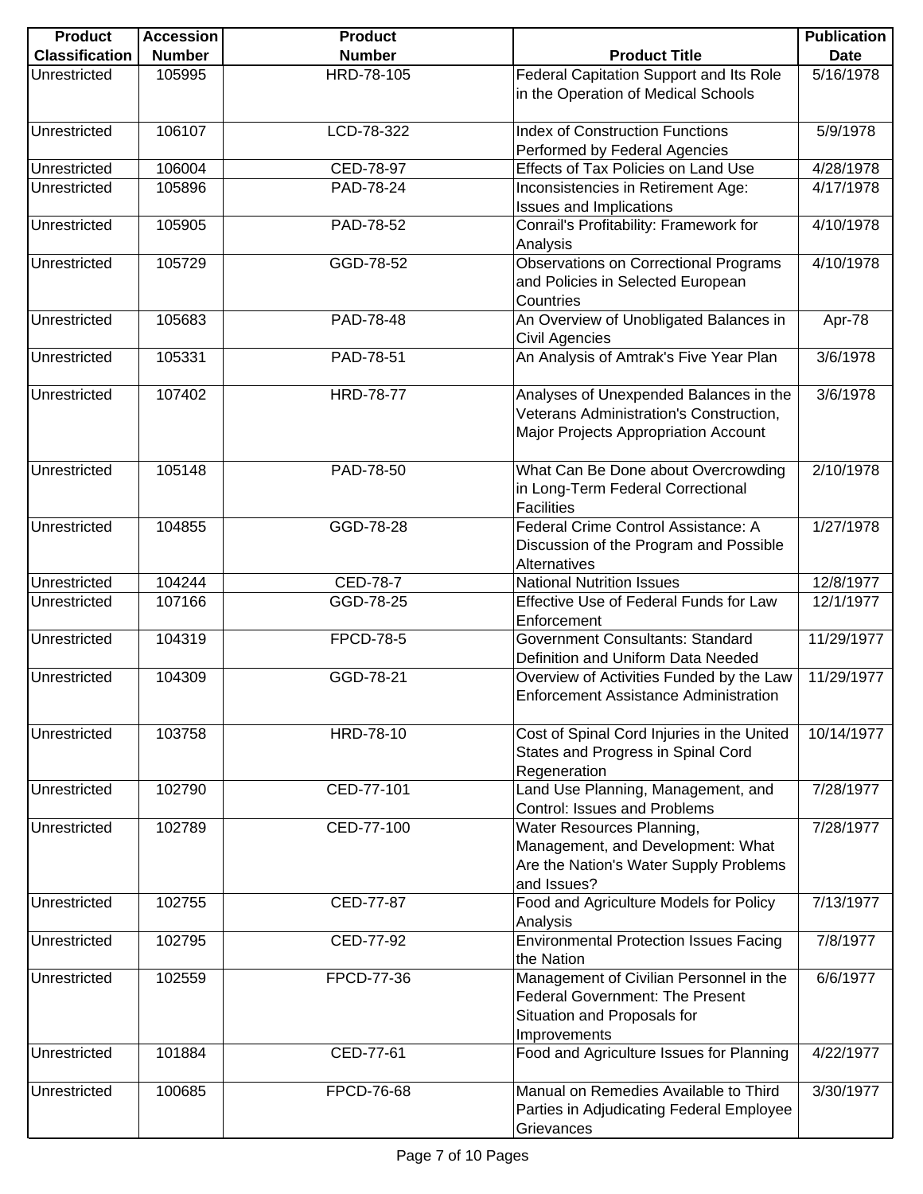| Product Classification | Accession Number | Product Number | Product Title | Publication Date |
|---|---|---|---|---|
| Unrestricted | 105995 | HRD-78-105 | Federal Capitation Support and Its Role in the Operation of Medical Schools | 5/16/1978 |
| Unrestricted | 106107 | LCD-78-322 | Index of Construction Functions Performed by Federal Agencies | 5/9/1978 |
| Unrestricted | 106004 | CED-78-97 | Effects of Tax Policies on Land Use | 4/28/1978 |
| Unrestricted | 105896 | PAD-78-24 | Inconsistencies in Retirement Age: Issues and Implications | 4/17/1978 |
| Unrestricted | 105905 | PAD-78-52 | Conrail's Profitability: Framework for Analysis | 4/10/1978 |
| Unrestricted | 105729 | GGD-78-52 | Observations on Correctional Programs and Policies in Selected European Countries | 4/10/1978 |
| Unrestricted | 105683 | PAD-78-48 | An Overview of Unobligated Balances in Civil Agencies | Apr-78 |
| Unrestricted | 105331 | PAD-78-51 | An Analysis of Amtrak's Five Year Plan | 3/6/1978 |
| Unrestricted | 107402 | HRD-78-77 | Analyses of Unexpended Balances in the Veterans Administration's Construction, Major Projects Appropriation Account | 3/6/1978 |
| Unrestricted | 105148 | PAD-78-50 | What Can Be Done about Overcrowding in Long-Term Federal Correctional Facilities | 2/10/1978 |
| Unrestricted | 104855 | GGD-78-28 | Federal Crime Control Assistance: A Discussion of the Program and Possible Alternatives | 1/27/1978 |
| Unrestricted | 104244 | CED-78-7 | National Nutrition Issues | 12/8/1977 |
| Unrestricted | 107166 | GGD-78-25 | Effective Use of Federal Funds for Law Enforcement | 12/1/1977 |
| Unrestricted | 104319 | FPCD-78-5 | Government Consultants: Standard Definition and Uniform Data Needed | 11/29/1977 |
| Unrestricted | 104309 | GGD-78-21 | Overview of Activities Funded by the Law Enforcement Assistance Administration | 11/29/1977 |
| Unrestricted | 103758 | HRD-78-10 | Cost of Spinal Cord Injuries in the United States and Progress in Spinal Cord Regeneration | 10/14/1977 |
| Unrestricted | 102790 | CED-77-101 | Land Use Planning, Management, and Control: Issues and Problems | 7/28/1977 |
| Unrestricted | 102789 | CED-77-100 | Water Resources Planning, Management, and Development: What Are the Nation's Water Supply Problems and Issues? | 7/28/1977 |
| Unrestricted | 102755 | CED-77-87 | Food and Agriculture Models for Policy Analysis | 7/13/1977 |
| Unrestricted | 102795 | CED-77-92 | Environmental Protection Issues Facing the Nation | 7/8/1977 |
| Unrestricted | 102559 | FPCD-77-36 | Management of Civilian Personnel in the Federal Government: The Present Situation and Proposals for Improvements | 6/6/1977 |
| Unrestricted | 101884 | CED-77-61 | Food and Agriculture Issues for Planning | 4/22/1977 |
| Unrestricted | 100685 | FPCD-76-68 | Manual on Remedies Available to Third Parties in Adjudicating Federal Employee Grievances | 3/30/1977 |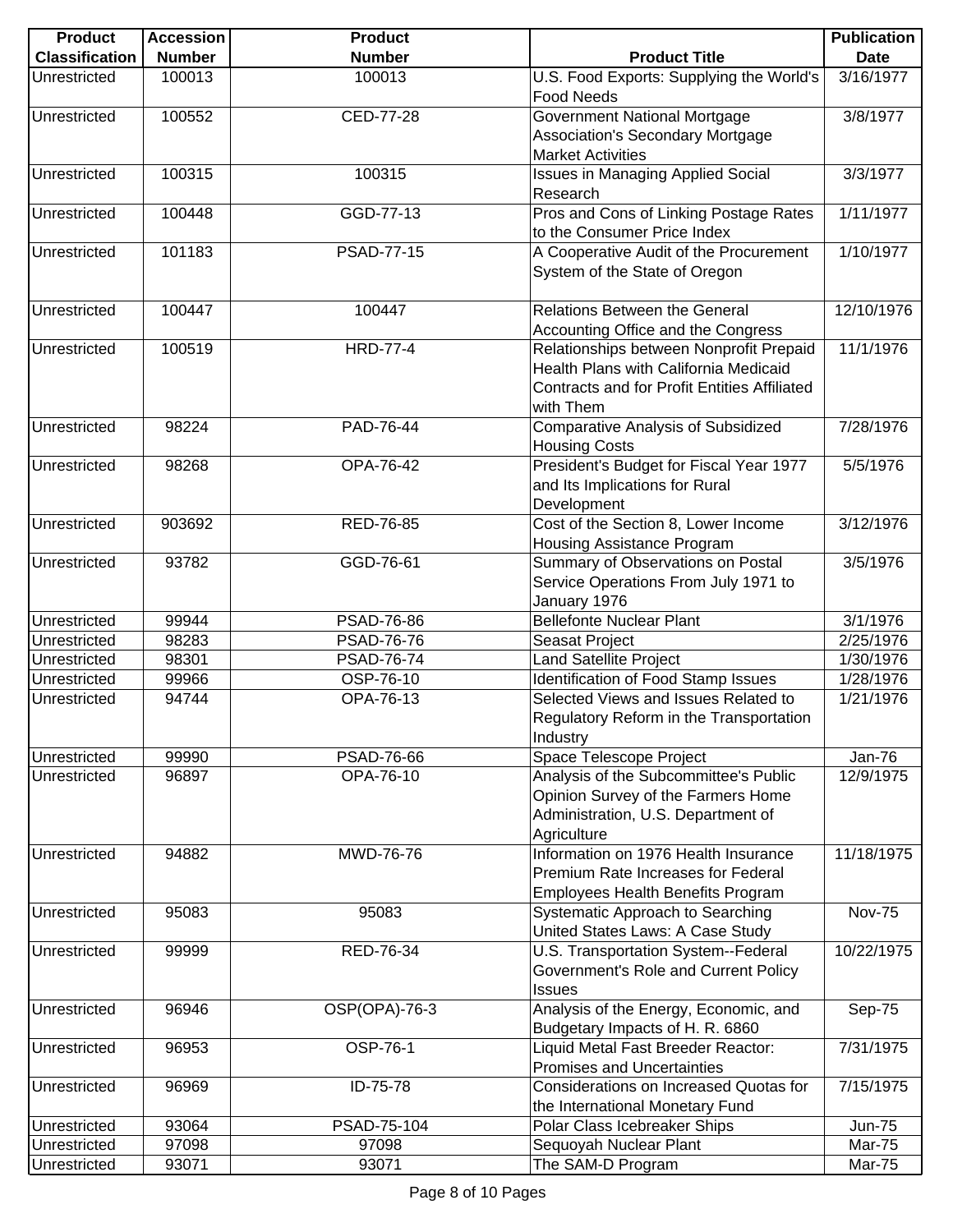| Product Classification | Accession Number | Product Number | Product Title | Publication Date |
|---|---|---|---|---|
| Unrestricted | 100013 | 100013 | U.S. Food Exports: Supplying the World's Food Needs | 3/16/1977 |
| Unrestricted | 100552 | CED-77-28 | Government National Mortgage Association's Secondary Mortgage Market Activities | 3/8/1977 |
| Unrestricted | 100315 | 100315 | Issues in Managing Applied Social Research | 3/3/1977 |
| Unrestricted | 100448 | GGD-77-13 | Pros and Cons of Linking Postage Rates to the Consumer Price Index | 1/11/1977 |
| Unrestricted | 101183 | PSAD-77-15 | A Cooperative Audit of the Procurement System of the State of Oregon | 1/10/1977 |
| Unrestricted | 100447 | 100447 | Relations Between the General Accounting Office and the Congress | 12/10/1976 |
| Unrestricted | 100519 | HRD-77-4 | Relationships between Nonprofit Prepaid Health Plans with California Medicaid Contracts and for Profit Entities Affiliated with Them | 11/1/1976 |
| Unrestricted | 98224 | PAD-76-44 | Comparative Analysis of Subsidized Housing Costs | 7/28/1976 |
| Unrestricted | 98268 | OPA-76-42 | President's Budget for Fiscal Year 1977 and Its Implications for Rural Development | 5/5/1976 |
| Unrestricted | 903692 | RED-76-85 | Cost of the Section 8, Lower Income Housing Assistance Program | 3/12/1976 |
| Unrestricted | 93782 | GGD-76-61 | Summary of Observations on Postal Service Operations From July 1971 to January 1976 | 3/5/1976 |
| Unrestricted | 99944 | PSAD-76-86 | Bellefonte Nuclear Plant | 3/1/1976 |
| Unrestricted | 98283 | PSAD-76-76 | Seasat Project | 2/25/1976 |
| Unrestricted | 98301 | PSAD-76-74 | Land Satellite Project | 1/30/1976 |
| Unrestricted | 99966 | OSP-76-10 | Identification of Food Stamp Issues | 1/28/1976 |
| Unrestricted | 94744 | OPA-76-13 | Selected Views and Issues Related to Regulatory Reform in the Transportation Industry | 1/21/1976 |
| Unrestricted | 99990 | PSAD-76-66 | Space Telescope Project | Jan-76 |
| Unrestricted | 96897 | OPA-76-10 | Analysis of the Subcommittee's Public Opinion Survey of the Farmers Home Administration, U.S. Department of Agriculture | 12/9/1975 |
| Unrestricted | 94882 | MWD-76-76 | Information on 1976 Health Insurance Premium Rate Increases for Federal Employees Health Benefits Program | 11/18/1975 |
| Unrestricted | 95083 | 95083 | Systematic Approach to Searching United States Laws: A Case Study | Nov-75 |
| Unrestricted | 99999 | RED-76-34 | U.S. Transportation System--Federal Government's Role and Current Policy Issues | 10/22/1975 |
| Unrestricted | 96946 | OSP(OPA)-76-3 | Analysis of the Energy, Economic, and Budgetary Impacts of H. R. 6860 | Sep-75 |
| Unrestricted | 96953 | OSP-76-1 | Liquid Metal Fast Breeder Reactor: Promises and Uncertainties | 7/31/1975 |
| Unrestricted | 96969 | ID-75-78 | Considerations on Increased Quotas for the International Monetary Fund | 7/15/1975 |
| Unrestricted | 93064 | PSAD-75-104 | Polar Class Icebreaker Ships | Jun-75 |
| Unrestricted | 97098 | 97098 | Sequoyah Nuclear Plant | Mar-75 |
| Unrestricted | 93071 | 93071 | The SAM-D Program | Mar-75 |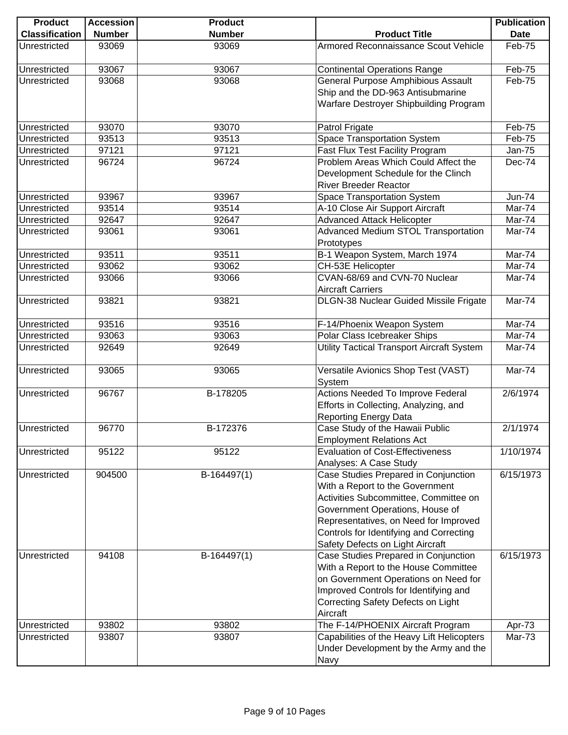| Product Classification | Accession Number | Product Number | Product Title | Publication Date |
|---|---|---|---|---|
| Unrestricted | 93069 | 93069 | Armored Reconnaissance Scout Vehicle | Feb-75 |
| Unrestricted | 93067 | 93067 | Continental Operations Range | Feb-75 |
| Unrestricted | 93068 | 93068 | General Purpose Amphibious Assault Ship and the DD-963 Antisubmarine Warfare Destroyer Shipbuilding Program | Feb-75 |
| Unrestricted | 93070 | 93070 | Patrol Frigate | Feb-75 |
| Unrestricted | 93513 | 93513 | Space Transportation System | Feb-75 |
| Unrestricted | 97121 | 97121 | Fast Flux Test Facility Program | Jan-75 |
| Unrestricted | 96724 | 96724 | Problem Areas Which Could Affect the Development Schedule for the Clinch River Breeder Reactor | Dec-74 |
| Unrestricted | 93967 | 93967 | Space Transportation System | Jun-74 |
| Unrestricted | 93514 | 93514 | A-10 Close Air Support Aircraft | Mar-74 |
| Unrestricted | 92647 | 92647 | Advanced Attack Helicopter | Mar-74 |
| Unrestricted | 93061 | 93061 | Advanced Medium STOL Transportation Prototypes | Mar-74 |
| Unrestricted | 93511 | 93511 | B-1 Weapon System, March 1974 | Mar-74 |
| Unrestricted | 93062 | 93062 | CH-53E Helicopter | Mar-74 |
| Unrestricted | 93066 | 93066 | CVAN-68/69 and CVN-70 Nuclear Aircraft Carriers | Mar-74 |
| Unrestricted | 93821 | 93821 | DLGN-38 Nuclear Guided Missile Frigate | Mar-74 |
| Unrestricted | 93516 | 93516 | F-14/Phoenix Weapon System | Mar-74 |
| Unrestricted | 93063 | 93063 | Polar Class Icebreaker Ships | Mar-74 |
| Unrestricted | 92649 | 92649 | Utility Tactical Transport Aircraft System | Mar-74 |
| Unrestricted | 93065 | 93065 | Versatile Avionics Shop Test (VAST) System | Mar-74 |
| Unrestricted | 96767 | B-178205 | Actions Needed To Improve Federal Efforts in Collecting, Analyzing, and Reporting Energy Data | 2/6/1974 |
| Unrestricted | 96770 | B-172376 | Case Study of the Hawaii Public Employment Relations Act | 2/1/1974 |
| Unrestricted | 95122 | 95122 | Evaluation of Cost-Effectiveness Analyses: A Case Study | 1/10/1974 |
| Unrestricted | 904500 | B-164497(1) | Case Studies Prepared in Conjunction With a Report to the Government Activities Subcommittee, Committee on Government Operations, House of Representatives, on Need for Improved Controls for Identifying and Correcting Safety Defects on Light Aircraft | 6/15/1973 |
| Unrestricted | 94108 | B-164497(1) | Case Studies Prepared in Conjunction With a Report to the House Committee on Government Operations on Need for Improved Controls for Identifying and Correcting Safety Defects on Light Aircraft | 6/15/1973 |
| Unrestricted | 93802 | 93802 | The F-14/PHOENIX Aircraft Program | Apr-73 |
| Unrestricted | 93807 | 93807 | Capabilities of the Heavy Lift Helicopters Under Development by the Army and the Navy | Mar-73 |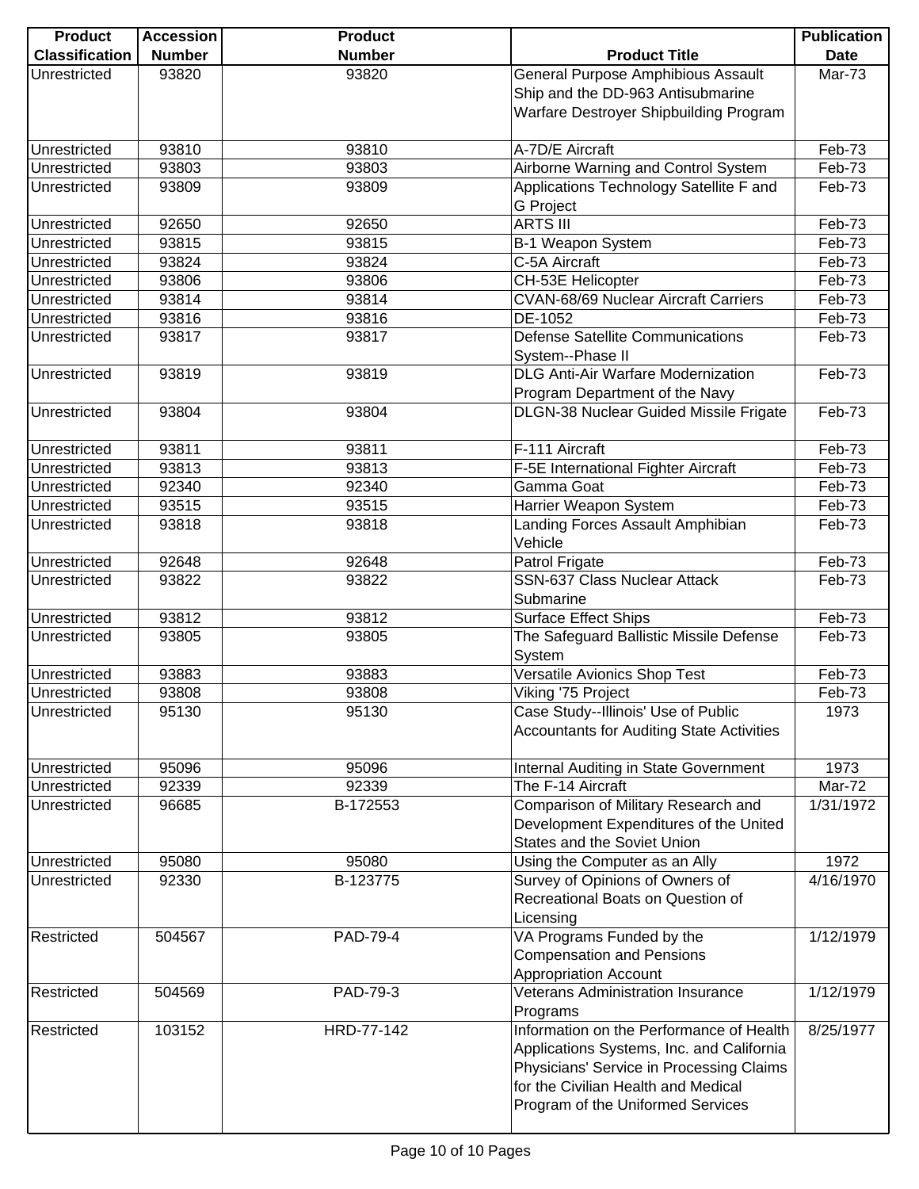| Product Classification | Accession Number | Product Number | Product Title | Publication Date |
|---|---|---|---|---|
| Unrestricted | 93820 | 93820 | General Purpose Amphibious Assault Ship and the DD-963 Antisubmarine Warfare Destroyer Shipbuilding Program | Mar-73 |
| Unrestricted | 93810 | 93810 | A-7D/E Aircraft | Feb-73 |
| Unrestricted | 93803 | 93803 | Airborne Warning and Control System | Feb-73 |
| Unrestricted | 93809 | 93809 | Applications Technology Satellite F and G Project | Feb-73 |
| Unrestricted | 92650 | 92650 | ARTS III | Feb-73 |
| Unrestricted | 93815 | 93815 | B-1 Weapon System | Feb-73 |
| Unrestricted | 93824 | 93824 | C-5A Aircraft | Feb-73 |
| Unrestricted | 93806 | 93806 | CH-53E Helicopter | Feb-73 |
| Unrestricted | 93814 | 93814 | CVAN-68/69 Nuclear Aircraft Carriers | Feb-73 |
| Unrestricted | 93816 | 93816 | DE-1052 | Feb-73 |
| Unrestricted | 93817 | 93817 | Defense Satellite Communications System--Phase II | Feb-73 |
| Unrestricted | 93819 | 93819 | DLG Anti-Air Warfare Modernization Program Department of the Navy | Feb-73 |
| Unrestricted | 93804 | 93804 | DLGN-38 Nuclear Guided Missile Frigate | Feb-73 |
| Unrestricted | 93811 | 93811 | F-111 Aircraft | Feb-73 |
| Unrestricted | 93813 | 93813 | F-5E International Fighter Aircraft | Feb-73 |
| Unrestricted | 92340 | 92340 | Gamma Goat | Feb-73 |
| Unrestricted | 93515 | 93515 | Harrier Weapon System | Feb-73 |
| Unrestricted | 93818 | 93818 | Landing Forces Assault Amphibian Vehicle | Feb-73 |
| Unrestricted | 92648 | 92648 | Patrol Frigate | Feb-73 |
| Unrestricted | 93822 | 93822 | SSN-637 Class Nuclear Attack Submarine | Feb-73 |
| Unrestricted | 93812 | 93812 | Surface Effect Ships | Feb-73 |
| Unrestricted | 93805 | 93805 | The Safeguard Ballistic Missile Defense System | Feb-73 |
| Unrestricted | 93883 | 93883 | Versatile Avionics Shop Test | Feb-73 |
| Unrestricted | 93808 | 93808 | Viking '75 Project | Feb-73 |
| Unrestricted | 95130 | 95130 | Case Study--Illinois' Use of Public Accountants for Auditing State Activities | 1973 |
| Unrestricted | 95096 | 95096 | Internal Auditing in State Government | 1973 |
| Unrestricted | 92339 | 92339 | The F-14 Aircraft | Mar-72 |
| Unrestricted | 96685 | B-172553 | Comparison of Military Research and Development Expenditures of the United States and the Soviet Union | 1/31/1972 |
| Unrestricted | 95080 | 95080 | Using the Computer as an Ally | 1972 |
| Unrestricted | 92330 | B-123775 | Survey of Opinions of Owners of Recreational Boats on Question of Licensing | 4/16/1970 |
| Restricted | 504567 | PAD-79-4 | VA Programs Funded by the Compensation and Pensions Appropriation Account | 1/12/1979 |
| Restricted | 504569 | PAD-79-3 | Veterans Administration Insurance Programs | 1/12/1979 |
| Restricted | 103152 | HRD-77-142 | Information on the Performance of Health Applications Systems, Inc. and California Physicians' Service in Processing Claims for the Civilian Health and Medical Program of the Uniformed Services | 8/25/1977 |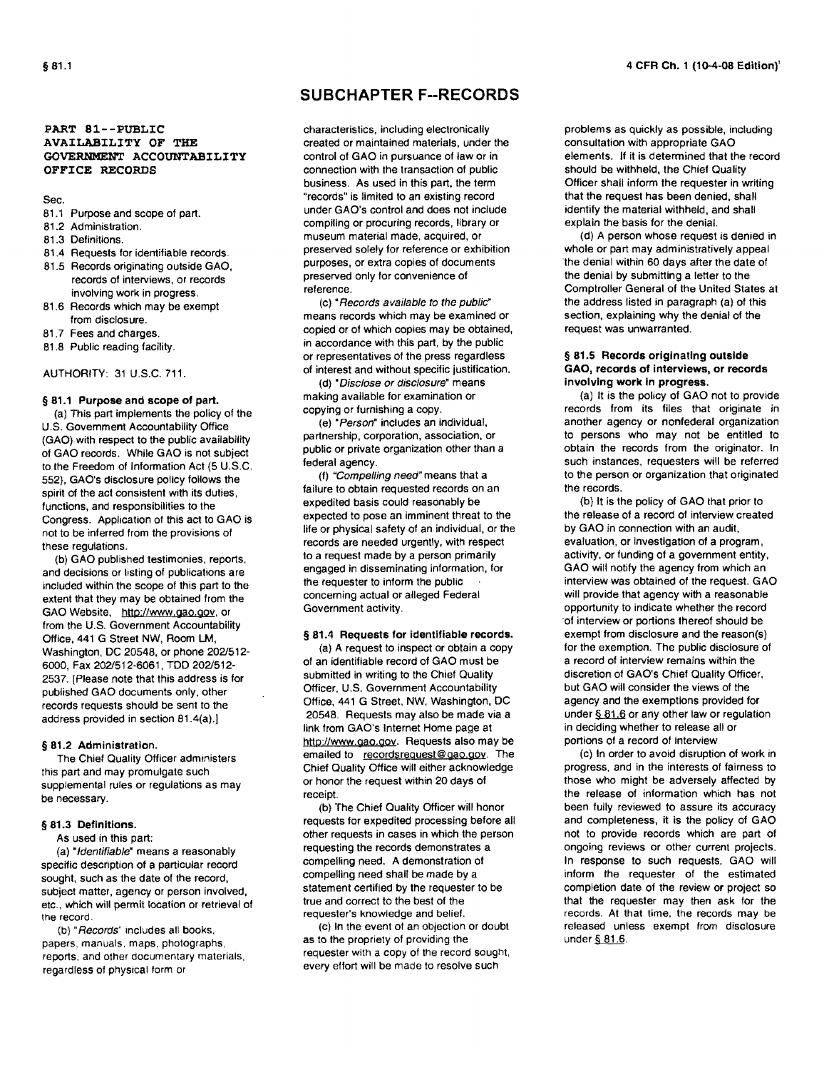# SUBCHAPTER F--RECORDS

## PART 81--PUBLIC AVAILABILITY OF THE GOVERNMENT ACCOUNTABILITY OFFICE RECORDS

Sec.

- 81.1 Purpose and scope of part.
- 81.2 Administration.
- 81.3 Definitions.
- 81.4 Requests for identifiable records.
- 81.5 Records originating outside GAO, records of interviews, or records involving work in progress.
- 81.6 Records which may be exempt from disclosure.
- 81.7 Fees and charges.
- 81.8 Public reading facility.

AUTHORITY: 31 U.S.C. 711.

### § 81.1 Purpose and scope of part.

(a) This part implements the policy of the U.S. Government Accountability Office (GAO) with respect to the public availability of GAO records. While GAO is not subject to the Freedom of Information Act (5 U.S.C. 552), GAO's disclosure policy follows the spirit of the act consistent with its duties, functions, and responsibilities to the Congress. Application of this act to GAO is not to be inferred from the provisions of these regulations.

(b) GAO published testimonies, reports, and decisions or listing of publications are included within the scope of this part to the extent that they may be obtained from the GAO Website, http://www.gao.gov, or from the U.S. Government Accountability Office, 441 G Street NW, Room LM, Washington, DC 20548, or phone 202/512-6000, Fax 202/512-6061, TDD 202/512-2537. [Please note that this address is for published GAO documents only, other records requests should be sent to the address provided in section 81.4(a).]

### § 81.2 Administration.

The Chief Quality Officer administers this part and may promulgate such supplemental rules or regulations as may be necessary.

### § 81.3 Definitions.

As used in this part:

(a) "*Identifiable*" means a reasonably specific description of a particular record sought, such as the date of the record, subject matter, agency or person involved, etc., which will permit location or retrieval of the record.

(b) "*Records*" includes all books, papers, manuals, maps, photographs, reports, and other documentary materials, regardless of physical form or characteristics, including electronically created or maintained materials, under the control of GAO in pursuance of law or in connection with the transaction of public business. As used in this part, the term "records" is limited to an existing record under GAO's control and does not include compiling or procuring records, library or museum material made, acquired, or preserved solely for reference or exhibition purposes, or extra copies of documents preserved only for convenience of reference.

(c) "*Records available to the public*" means records which may be examined or copied or of which copies may be obtained, in accordance with this part, by the public or representatives of the press regardless of interest and without specific justification.

(d) "*Disclose or disclosure*" means making available for examination or copying or furnishing a copy.

(e) "*Person*" includes an individual, partnership, corporation, association, or public or private organization other than a federal agency.

(f) "*Compelling need*" means that a failure to obtain requested records on an expedited basis could reasonably be expected to pose an imminent threat to the life or physical safety of an individual, or the records are needed urgently, with respect to a request made by a person primarily engaged in disseminating information, for the requester to inform the public concerning actual or alleged Federal Government activity.

### § 81.4 Requests for identifiable records.

(a) A request to inspect or obtain a copy of an identifiable record of GAO must be submitted in writing to the Chief Quality Officer, U.S. Government Accountability Office, 441 G Street, NW, Washington, DC 20548. Requests may also be made via a link from GAO's Internet Home page at http://www.gao.gov. Requests also may be emailed to recordsrequest@gao.gov. The Chief Quality Office will either acknowledge or honor the request within 20 days of receipt.

(b) The Chief Quality Officer will honor requests for expedited processing before all other requests in cases in which the person requesting the records demonstrates a compelling need. A demonstration of compelling need shall be made by a statement certified by the requester to be true and correct to the best of the requester's knowledge and belief.

(c) In the event of an objection or doubt as to the propriety of providing the requester with a copy of the record sought, every effort will be made to resolve such problems as quickly as possible, including consultation with appropriate GAO elements. If it is determined that the record should be withheld, the Chief Quality Officer shall inform the requester in writing that the request has been denied, shall identify the material withheld, and shall explain the basis for the denial.

(d) A person whose request is denied in whole or part may administratively appeal the denial within 60 days after the date of the denial by submitting a letter to the Comptroller General of the United States at the address listed in paragraph (a) of this section, explaining why the denial of the request was unwarranted.

### § 81.5 Records originating outside GAO, records of interviews, or records involving work in progress.

(a) It is the policy of GAO not to provide records from its files that originate in another agency or nonfederal organization to persons who may not be entitled to obtain the records from the originator. In such instances, requesters will be referred to the person or organization that originated the records.

(b) It is the policy of GAO that prior to the release of a record of interview created by GAO in connection with an audit, evaluation, or investigation of a program, activity, or funding of a government entity, GAO will notify the agency from which an interview was obtained of the request. GAO will provide that agency with a reasonable opportunity to indicate whether the record of interview or portions thereof should be exempt from disclosure and the reason(s) for the exemption. The public disclosure of a record of interview remains within the discretion of GAO's Chief Quality Officer, but GAO will consider the views of the agency and the exemptions provided for under § 81.6 or any other law or regulation in deciding whether to release all or portions of a record of interview

(c) In order to avoid disruption of work in progress, and in the interests of fairness to those who might be adversely affected by the release of information which has not been fully reviewed to assure its accuracy and completeness, it is the policy of GAO not to provide records which are part of ongoing reviews or other current projects. In response to such requests, GAO will inform the requester of the estimated completion date of the review or project so that the requester may then ask for the records. At that time, the records may be released unless exempt from disclosure under § 81.6.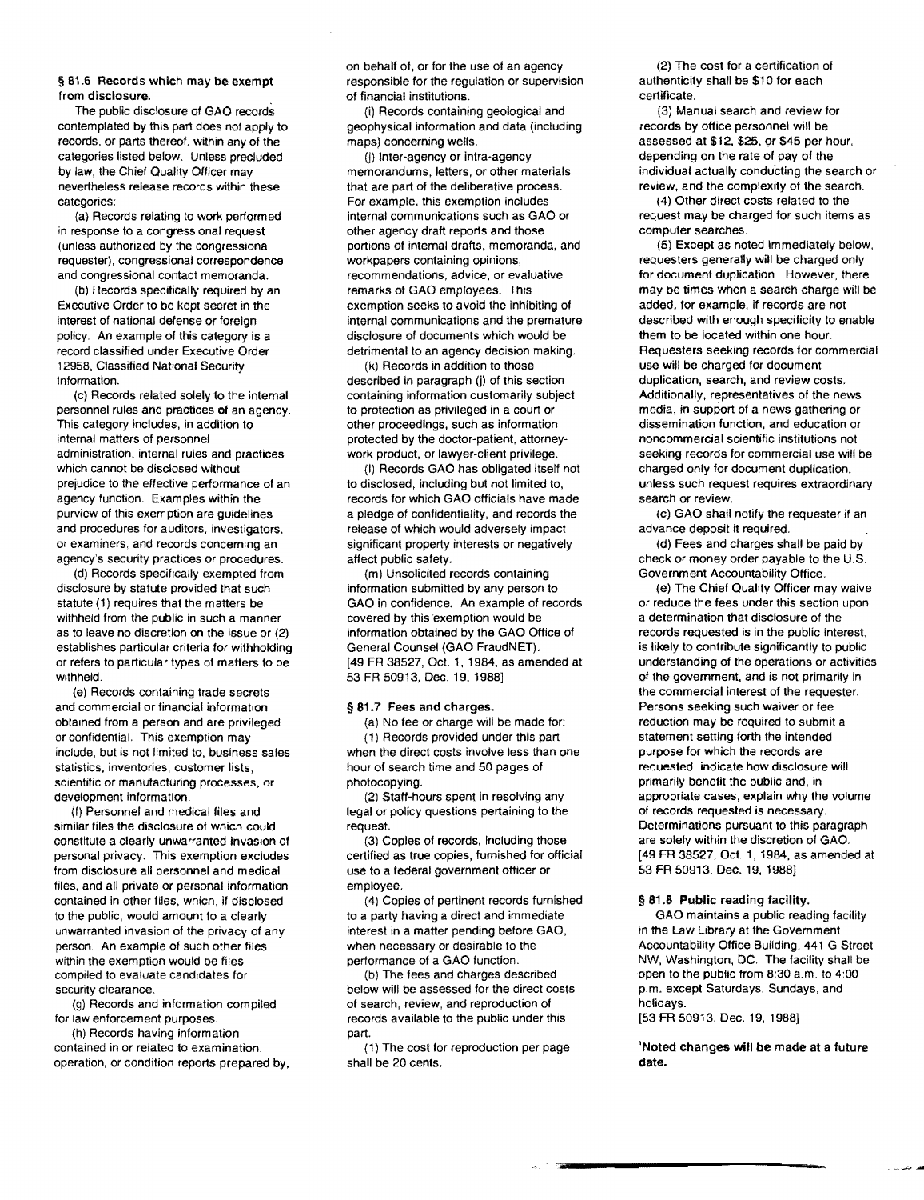### § 81.6 Records which may be exempt from disclosure.

The public disclosure of GAO records contemplated by this part does not apply to records, or parts thereof, within any of the categories listed below. Unless precluded by law, the Chief Quality Officer may nevertheless release records within these categories:

(a) Records relating to work performed in response to a congressional request (unless authorized by the congressional requester), congressional correspondence, and congressional contact memoranda.

(b) Records specifically required by an Executive Order to be kept secret in the interest of national defense or foreign policy. An example of this category is a record classified under Executive Order 12958, Classified National Security Information.

(c) Records related solely to the internal personnel rules and practices of an agency. This category includes, in addition to internal matters of personnel administration, internal rules and practices which cannot be disclosed without prejudice to the effective performance of an agency function. Examples within the purview of this exemption are guidelines and procedures for auditors, investigators, or examiners, and records concerning an agency's security practices or procedures.

(d) Records specifically exempted from disclosure by statute provided that such statute (1) requires that the matters be withheld from the public in such a manner as to leave no discretion on the issue or (2) establishes particular criteria for withholding or refers to particular types of matters to be withheld.

(e) Records containing trade secrets and commercial or financial information obtained from a person and are privileged or confidential. This exemption may include, but is not limited to, business sales statistics, inventories, customer lists, scientific or manufacturing processes, or development information.

(f) Personnel and medical files and similar files the disclosure of which could constitute a clearly unwarranted invasion of personal privacy. This exemption excludes from disclosure all personnel and medical files, and all private or personal information contained in other files, which, if disclosed to the public, would amount to a clearly unwarranted invasion of the privacy of any person. An example of such other files within the exemption would be files compiled to evaluate candidates for security clearance.

(g) Records and information compiled for law enforcement purposes.

(h) Records having information contained in or related to examination, operation, or condition reports prepared by, on behalf of, or for the use of an agency responsible for the regulation or supervision of financial institutions.

(i) Records containing geological and geophysical information and data (including maps) concerning wells.

(j) Inter-agency or intra-agency memorandums, letters, or other materials that are part of the deliberative process. For example, this exemption includes internal communications such as GAO or other agency draft reports and those portions of internal drafts, memoranda, and workpapers containing opinions, recommendations, advice, or evaluative remarks of GAO employees. This exemption seeks to avoid the inhibiting of internal communications and the premature disclosure of documents which would be detrimental to an agency decision making.

(k) Records in addition to those described in paragraph (j) of this section containing information customarily subject to protection as privileged in a court or other proceedings, such as information protected by the doctor-patient, attorney-work product, or lawyer-client privilege.

(l) Records GAO has obligated itself not to disclosed, including but not limited to, records for which GAO officials have made a pledge of confidentiality, and records the release of which would adversely impact significant property interests or negatively affect public safety.

(m) Unsolicited records containing information submitted by any person to GAO in confidence. An example of records covered by this exemption would be information obtained by the GAO Office of General Counsel (GAO FraudNET).

[49 FR 38527, Oct. 1, 1984, as amended at 53 FR 50913, Dec. 19, 1988]

### § 81.7 Fees and charges.

(a) No fee or charge will be made for:

(1) Records provided under this part when the direct costs involve less than one hour of search time and 50 pages of photocopying.

(2) Staff-hours spent in resolving any legal or policy questions pertaining to the request.

(3) Copies of records, including those certified as true copies, furnished for official use to a federal government officer or employee.

(4) Copies of pertinent records furnished to a party having a direct and immediate interest in a matter pending before GAO, when necessary or desirable to the performance of a GAO function.

(b) The fees and charges described below will be assessed for the direct costs of search, review, and reproduction of records available to the public under this part.

(1) The cost for reproduction per page shall be 20 cents.

(2) The cost for a certification of authenticity shall be $10 for each certificate.

(3) Manual search and review for records by office personnel will be assessed at $12, $25, or $45 per hour, depending on the rate of pay of the individual actually conducting the search or review, and the complexity of the search.

(4) Other direct costs related to the request may be charged for such items as computer searches.

(5) Except as noted immediately below, requesters generally will be charged only for document duplication. However, there may be times when a search charge will be added, for example, if records are not described with enough specificity to enable them to be located within one hour. Requesters seeking records for commercial use will be charged for document duplication, search, and review costs. Additionally, representatives of the news media, in support of a news gathering or dissemination function, and education or noncommercial scientific institutions not seeking records for commercial use will be charged only for document duplication, unless such request requires extraordinary search or review.

(c) GAO shall notify the requester if an advance deposit it required.

(d) Fees and charges shall be paid by check or money order payable to the U.S. Government Accountability Office.

(e) The Chief Quality Officer may waive or reduce the fees under this section upon a determination that disclosure of the records requested is in the public interest, is likely to contribute significantly to public understanding of the operations or activities of the government, and is not primarily in the commercial interest of the requester. Persons seeking such waiver or fee reduction may be required to submit a statement setting forth the intended purpose for which the records are requested, indicate how disclosure will primarily benefit the public and, in appropriate cases, explain why the volume of records requested is necessary. Determinations pursuant to this paragraph are solely within the discretion of GAO.

[49 FR 38527, Oct. 1, 1984, as amended at 53 FR 50913, Dec. 19, 1988]

### § 81.8 Public reading facility.

GAO maintains a public reading facility in the Law Library at the Government Accountability Office Building, 441 G Street NW, Washington, DC. The facility shall be open to the public from 8:30 a.m. to 4:00 p.m. except Saturdays, Sundays, and holidays.

[53 FR 50913, Dec. 19, 1988]

**'Noted changes will be made at a future date.**